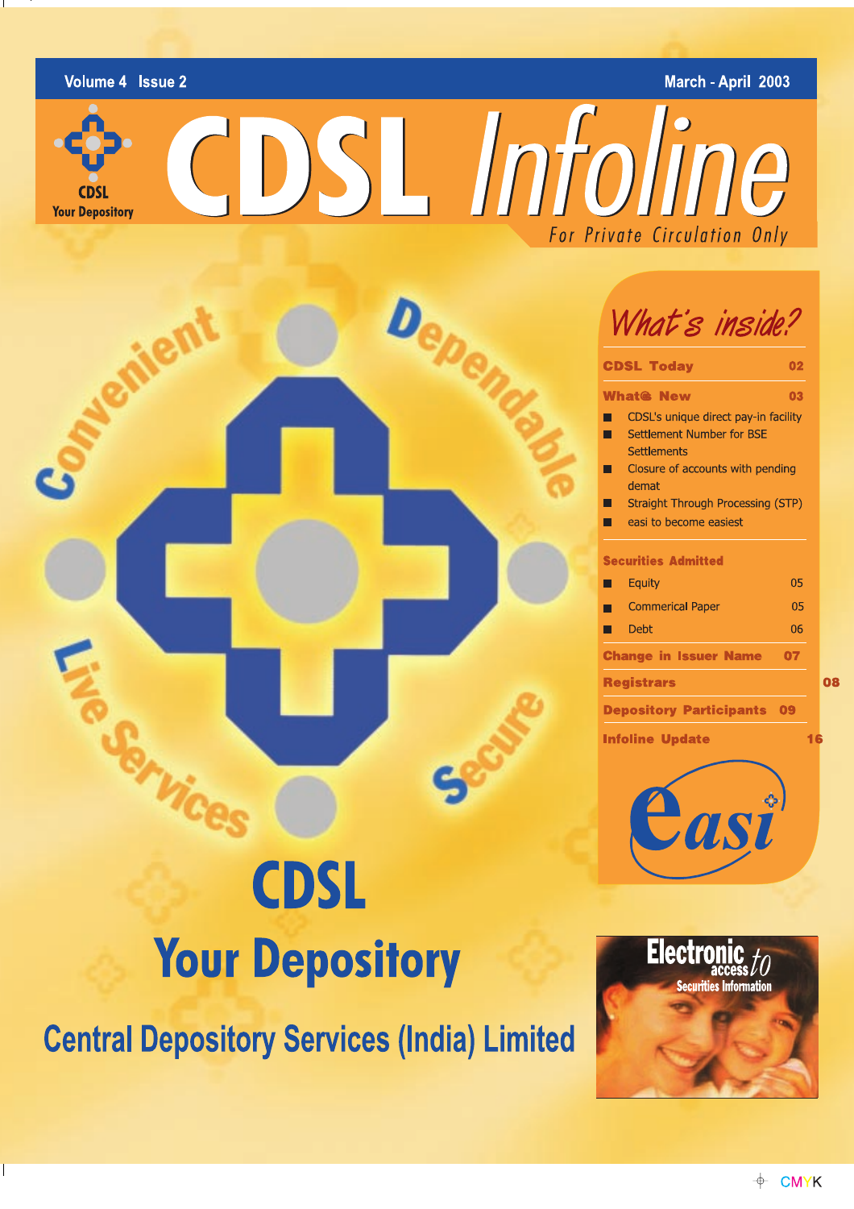Volume 4 Issue 2 — March - April 2003

# CDSL Infoline

For Private Circulation Only

CDSL Your Depository

Convenient · Dependable · Live Services · Secure

## What's inside?

| | |
|---|---|
| **CDSL Today** | **02** |
| **What's New** | **03** |
| ■ CDSL's unique direct pay-in facility | |
| ■ Settlement Number for BSE Settlements | |
| ■ Closure of accounts with pending demat | |
| ■ Straight Through Processing (STP) | |
| ■ easi to become easiest | |
| **Securities Admitted** | |
| ■ Equity | 05 |
| ■ Commerical Paper | 05 |
| ■ Debt | 06 |
| **Change in Issuer Name** | **07** |
| **Registrars** | **08** |
| **Depository Participants** | **09** |
| **Infoline Update** | **16** |

easi

# CDSL
## Your Depository
### Central Depository Services (India) Limited

Electronic access to Securities Information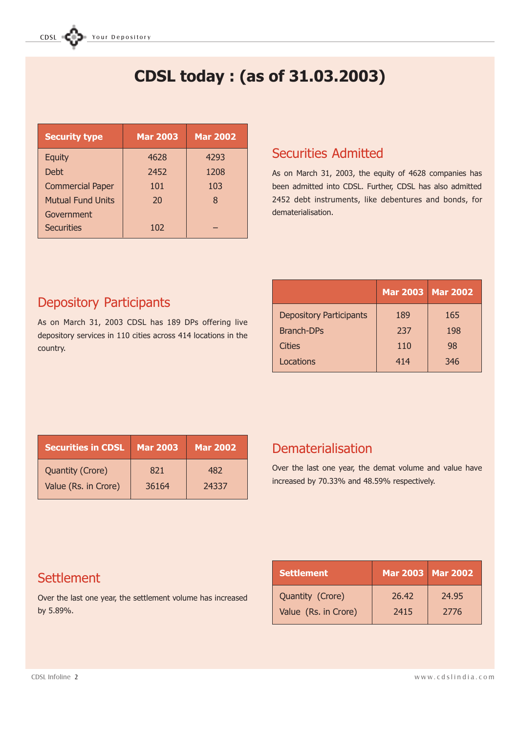# CDSL today : (as of 31.03.2003)

| Security type | Mar 2003 | Mar 2002 |
|---|---|---|
| Equity | 4628 | 4293 |
| Debt | 2452 | 1208 |
| Commercial Paper | 101 | 103 |
| Mutual Fund Units | 20 | 8 |
| Government Securities | 102 | – |

## Securities Admitted

As on March 31, 2003, the equity of 4628 companies has been admitted into CDSL. Further, CDSL has also admitted 2452 debt instruments, like debentures and bonds, for dematerialisation.

## Depository Participants

As on March 31, 2003 CDSL has 189 DPs offering live depository services in 110 cities across 414 locations in the country.

| | Mar 2003 | Mar 2002 |
|---|---|---|
| Depository Participants | 189 | 165 |
| Branch-DPs | 237 | 198 |
| Cities | 110 | 98 |
| Locations | 414 | 346 |

| Securities in CDSL | Mar 2003 | Mar 2002 |
|---|---|---|
| Quantity (Crore) | 821 | 482 |
| Value (Rs. in Crore) | 36164 | 24337 |

## Dematerialisation

Over the last one year, the demat volume and value have increased by 70.33% and 48.59% respectively.

## Settlement

Over the last one year, the settlement volume has increased by 5.89%.

| Settlement | Mar 2003 | Mar 2002 |
|---|---|---|
| Quantity (Crore) | 26.42 | 24.95 |
| Value (Rs. in Crore) | 2415 | 2776 |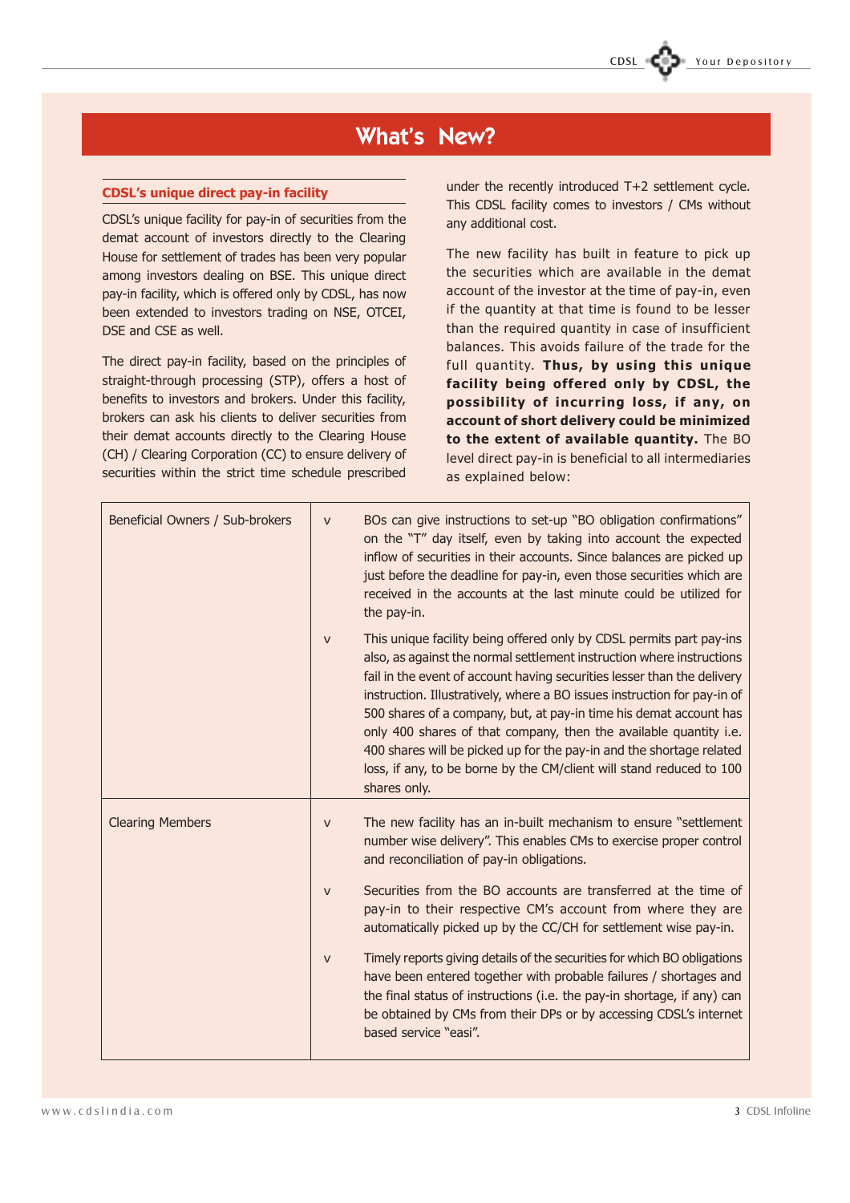# What's New?

## CDSL's unique direct pay-in facility

CDSL's unique facility for pay-in of securities from the demat account of investors directly to the Clearing House for settlement of trades has been very popular among investors dealing on BSE. This unique direct pay-in facility, which is offered only by CDSL, has now been extended to investors trading on NSE, OTCEI, DSE and CSE as well.

The direct pay-in facility, based on the principles of straight-through processing (STP), offers a host of benefits to investors and brokers. Under this facility, brokers can ask his clients to deliver securities from their demat accounts directly to the Clearing House (CH) / Clearing Corporation (CC) to ensure delivery of securities within the strict time schedule prescribed under the recently introduced T+2 settlement cycle. This CDSL facility comes to investors / CMs without any additional cost.

The new facility has built in feature to pick up the securities which are available in the demat account of the investor at the time of pay-in, even if the quantity at that time is found to be lesser than the required quantity in case of insufficient balances. This avoids failure of the trade for the full quantity. **Thus, by using this unique facility being offered only by CDSL, the possibility of incurring loss, if any, on account of short delivery could be minimized to the extent of available quantity.** The BO level direct pay-in is beneficial to all intermediaries as explained below:

| | | |
|---|---|---|
| Beneficial Owners / Sub-brokers | v | BOs can give instructions to set-up "BO obligation confirmations" on the "T" day itself, even by taking into account the expected inflow of securities in their accounts. Since balances are picked up just before the deadline for pay-in, even those securities which are received in the accounts at the last minute could be utilized for the pay-in. |
| | v | This unique facility being offered only by CDSL permits part pay-ins also, as against the normal settlement instruction where instructions fail in the event of account having securities lesser than the delivery instruction. Illustratively, where a BO issues instruction for pay-in of 500 shares of a company, but, at pay-in time his demat account has only 400 shares of that company, then the available quantity i.e. 400 shares will be picked up for the pay-in and the shortage related loss, if any, to be borne by the CM/client will stand reduced to 100 shares only. |
| Clearing Members | v | The new facility has an in-built mechanism to ensure "settlement number wise delivery". This enables CMs to exercise proper control and reconciliation of pay-in obligations. |
| | v | Securities from the BO accounts are transferred at the time of pay-in to their respective CM's account from where they are automatically picked up by the CC/CH for settlement wise pay-in. |
| | v | Timely reports giving details of the securities for which BO obligations have been entered together with probable failures / shortages and the final status of instructions (i.e. the pay-in shortage, if any) can be obtained by CMs from their DPs or by accessing CDSL's internet based service "easi". |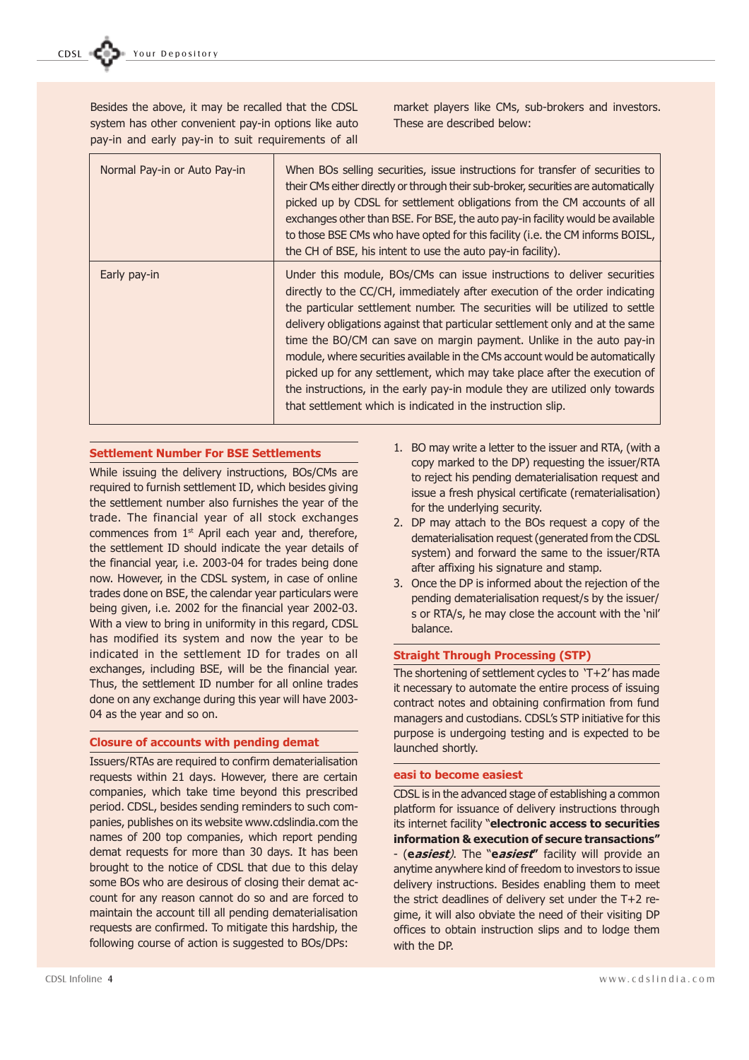Besides the above, it may be recalled that the CDSL system has other convenient pay-in options like auto pay-in and early pay-in to suit requirements of all market players like CMs, sub-brokers and investors. These are described below:

| | |
|---|---|
| Normal Pay-in or Auto Pay-in | When BOs selling securities, issue instructions for transfer of securities to their CMs either directly or through their sub-broker, securities are automatically picked up by CDSL for settlement obligations from the CM accounts of all exchanges other than BSE. For BSE, the auto pay-in facility would be available to those BSE CMs who have opted for this facility (i.e. the CM informs BOISL, the CH of BSE, his intent to use the auto pay-in facility). |
| Early pay-in | Under this module, BOs/CMs can issue instructions to deliver securities directly to the CC/CH, immediately after execution of the order indicating the particular settlement number. The securities will be utilized to settle delivery obligations against that particular settlement only and at the same time the BO/CM can save on margin payment. Unlike in the auto pay-in module, where securities available in the CMs account would be automatically picked up for any settlement, which may take place after the execution of the instructions, in the early pay-in module they are utilized only towards that settlement which is indicated in the instruction slip. |

## Settlement Number For BSE Settlements

While issuing the delivery instructions, BOs/CMs are required to furnish settlement ID, which besides giving the settlement number also furnishes the year of the trade. The financial year of all stock exchanges commences from 1st April each year and, therefore, the settlement ID should indicate the year details of the financial year, i.e. 2003-04 for trades being done now. However, in the CDSL system, in case of online trades done on BSE, the calendar year particulars were being given, i.e. 2002 for the financial year 2002-03. With a view to bring in uniformity in this regard, CDSL has modified its system and now the year to be indicated in the settlement ID for trades on all exchanges, including BSE, will be the financial year. Thus, the settlement ID number for all online trades done on any exchange during this year will have 2003-04 as the year and so on.

## Closure of accounts with pending demat

Issuers/RTAs are required to confirm dematerialisation requests within 21 days. However, there are certain companies, which take time beyond this prescribed period. CDSL, besides sending reminders to such companies, publishes on its website www.cdslindia.com the names of 200 top companies, which report pending demat requests for more than 30 days. It has been brought to the notice of CDSL that due to this delay some BOs who are desirous of closing their demat account for any reason cannot do so and are forced to maintain the account till all pending dematerialisation requests are confirmed. To mitigate this hardship, the following course of action is suggested to BOs/DPs:

1. BO may write a letter to the issuer and RTA, (with a copy marked to the DP) requesting the issuer/RTA to reject his pending dematerialisation request and issue a fresh physical certificate (rematerialisation) for the underlying security.
2. DP may attach to the BOs request a copy of the dematerialisation request (generated from the CDSL system) and forward the same to the issuer/RTA after affixing his signature and stamp.
3. Once the DP is informed about the rejection of the pending dematerialisation request/s by the issuer/s or RTA/s, he may close the account with the 'nil' balance.

## Straight Through Processing (STP)

The shortening of settlement cycles to 'T+2' has made it necessary to automate the entire process of issuing contract notes and obtaining confirmation from fund managers and custodians. CDSL's STP initiative for this purpose is undergoing testing and is expected to be launched shortly.

## easi to become easiest

CDSL is in the advanced stage of establishing a common platform for issuance of delivery instructions through its internet facility **"electronic access to securities information & execution of secure transactions"** - (**e*asiest***). The "**e*asiest*"** facility will provide an anytime anywhere kind of freedom to investors to issue delivery instructions. Besides enabling them to meet the strict deadlines of delivery set under the T+2 regime, it will also obviate the need of their visiting DP offices to obtain instruction slips and to lodge them with the DP.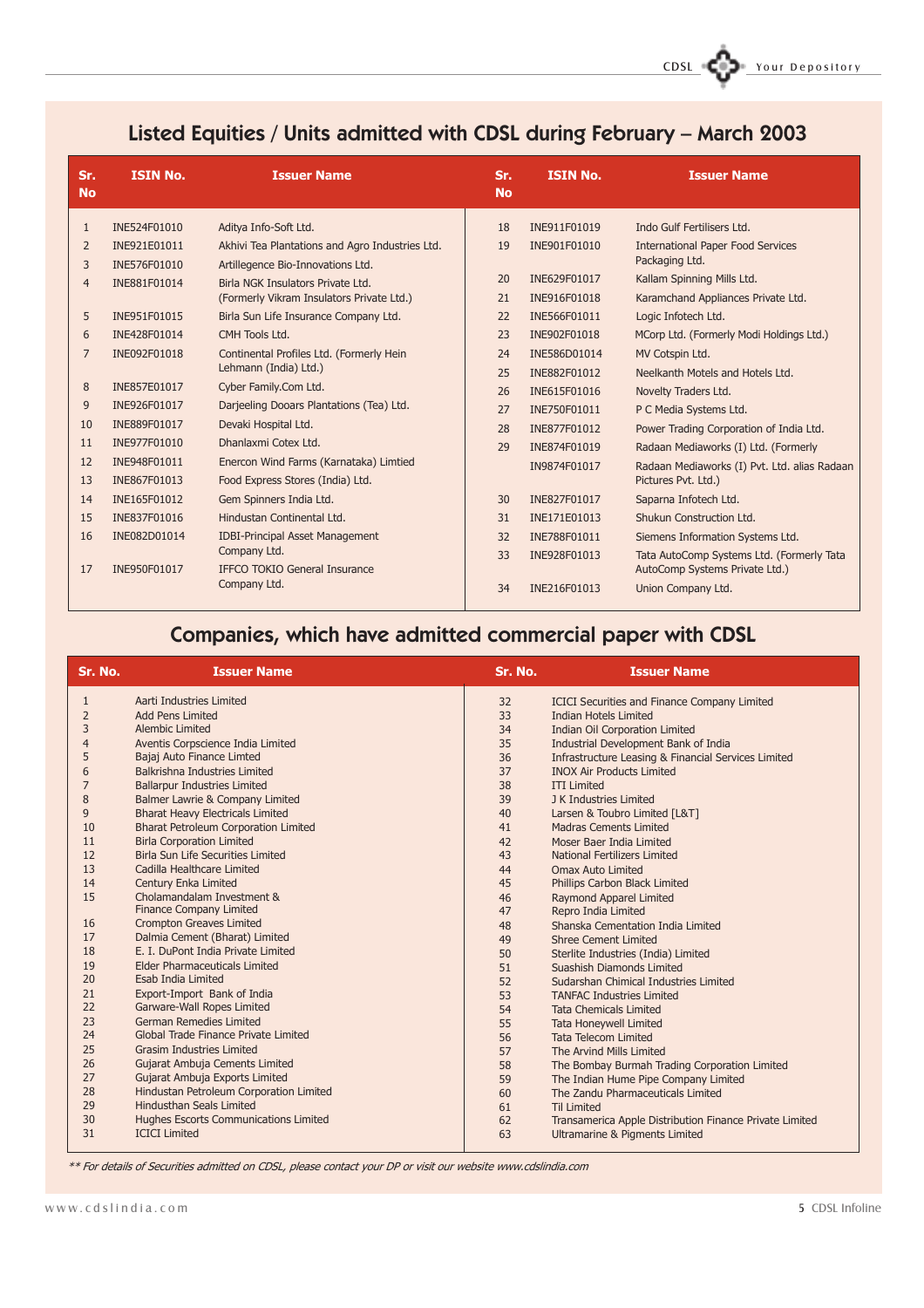## Listed Equities / Units admitted with CDSL during February – March 2003

| Sr. No | ISIN No. | Issuer Name |
|---|---|---|
| 1 | INE524F01010 | Aditya Info-Soft Ltd. |
| 2 | INE921E01011 | Akhivi Tea Plantations and Agro Industries Ltd. |
| 3 | INE576F01010 | Artillegence Bio-Innovations Ltd. |
| 4 | INE881F01014 | Birla NGK Insulators Private Ltd. (Formerly Vikram Insulators Private Ltd.) |
| 5 | INE951F01015 | Birla Sun Life Insurance Company Ltd. |
| 6 | INE428F01014 | CMH Tools Ltd. |
| 7 | INE092F01018 | Continental Profiles Ltd. (Formerly Hein Lehmann (India) Ltd.) |
| 8 | INE857E01017 | Cyber Family.Com Ltd. |
| 9 | INE926F01017 | Darjeeling Dooars Plantations (Tea) Ltd. |
| 10 | INE889F01017 | Devaki Hospital Ltd. |
| 11 | INE977F01010 | Dhanlaxmi Cotex Ltd. |
| 12 | INE948F01011 | Enercon Wind Farms (Karnataka) Limtied |
| 13 | INE867F01013 | Food Express Stores (India) Ltd. |
| 14 | INE165F01012 | Gem Spinners India Ltd. |
| 15 | INE837F01016 | Hindustan Continental Ltd. |
| 16 | INE082D01014 | IDBI-Principal Asset Management Company Ltd. |
| 17 | INE950F01017 | IFFCO TOKIO General Insurance Company Ltd. |
| 18 | INE911F01019 | Indo Gulf Fertilisers Ltd. |
| 19 | INE901F01010 | International Paper Food Services Packaging Ltd. |
| 20 | INE629F01017 | Kallam Spinning Mills Ltd. |
| 21 | INE916F01018 | Karamchand Appliances Private Ltd. |
| 22 | INE566F01011 | Logic Infotech Ltd. |
| 23 | INE902F01018 | MCorp Ltd. (Formerly Modi Holdings Ltd.) |
| 24 | INE586D01014 | MV Cotspin Ltd. |
| 25 | INE882F01012 | Neelkanth Motels and Hotels Ltd. |
| 26 | INE615F01016 | Novelty Traders Ltd. |
| 27 | INE750F01011 | P C Media Systems Ltd. |
| 28 | INE877F01012 | Power Trading Corporation of India Ltd. |
| 29 | INE874F01019 | Radaan Mediaworks (I) Ltd. (Formerly |
| | IN9874F01017 | Radaan Mediaworks (I) Pvt. Ltd. alias Radaan Pictures Pvt. Ltd.) |
| 30 | INE827F01017 | Saparna Infotech Ltd. |
| 31 | INE171E01013 | Shukun Construction Ltd. |
| 32 | INE788F01011 | Siemens Information Systems Ltd. |
| 33 | INE928F01013 | Tata AutoComp Systems Ltd. (Formerly Tata AutoComp Systems Private Ltd.) |
| 34 | INE216F01013 | Union Company Ltd. |

## Companies, which have admitted commercial paper with CDSL

| Sr. No. | Issuer Name |
|---|---|
| 1 | Aarti Industries Limited |
| 2 | Add Pens Limited |
| 3 | Alembic Limited |
| 4 | Aventis Corpscience India Limited |
| 5 | Bajaj Auto Finance Limted |
| 6 | Balkrishna Industries Limited |
| 7 | Ballarpur Industries Limited |
| 8 | Balmer Lawrie & Company Limited |
| 9 | Bharat Heavy Electricals Limited |
| 10 | Bharat Petroleum Corporation Limited |
| 11 | Birla Corporation Limited |
| 12 | Birla Sun Life Securities Limited |
| 13 | Cadilla Healthcare Limited |
| 14 | Century Enka Limited |
| 15 | Cholamandalam Investment & Finance Company Limited |
| 16 | Crompton Greaves Limited |
| 17 | Dalmia Cement (Bharat) Limited |
| 18 | E. I. DuPont India Private Limited |
| 19 | Elder Pharmaceuticals Limited |
| 20 | Esab India Limited |
| 21 | Export-Import Bank of India |
| 22 | Garware-Wall Ropes Limited |
| 23 | German Remedies Limited |
| 24 | Global Trade Finance Private Limited |
| 25 | Grasim Industries Limited |
| 26 | Gujarat Ambuja Cements Limited |
| 27 | Gujarat Ambuja Exports Limited |
| 28 | Hindustan Petroleum Corporation Limited |
| 29 | Hindusthan Seals Limited |
| 30 | Hughes Escorts Communications Limited |
| 31 | ICICI Limited |
| 32 | ICICI Securities and Finance Company Limited |
| 33 | Indian Hotels Limited |
| 34 | Indian Oil Corporation Limited |
| 35 | Industrial Development Bank of India |
| 36 | Infrastructure Leasing & Financial Services Limited |
| 37 | INOX Air Products Limited |
| 38 | ITI Limited |
| 39 | J K Industries Limited |
| 40 | Larsen & Toubro Limited [L&T] |
| 41 | Madras Cements Limited |
| 42 | Moser Baer India Limited |
| 43 | National Fertilizers Limited |
| 44 | Omax Auto Limited |
| 45 | Phillips Carbon Black Limited |
| 46 | Raymond Apparel Limited |
| 47 | Repro India Limited |
| 48 | Shanska Cementation India Limited |
| 49 | Shree Cement Limited |
| 50 | Sterlite Industries (India) Limited |
| 51 | Suashish Diamonds Limited |
| 52 | Sudarshan Chimical Industries Limited |
| 53 | TANFAC Industries Limited |
| 54 | Tata Chemicals Limited |
| 55 | Tata Honeywell Limited |
| 56 | Tata Telecom Limited |
| 57 | The Arvind Mills Limited |
| 58 | The Bombay Burmah Trading Corporation Limited |
| 59 | The Indian Hume Pipe Company Limited |
| 60 | The Zandu Pharmaceuticals Limited |
| 61 | Til Limited |
| 62 | Transamerica Apple Distribution Finance Private Limited |
| 63 | Ultramarine & Pigments Limited |

*** For details of Securities admitted on CDSL, please contact your DP or visit our website www.cdslindia.com*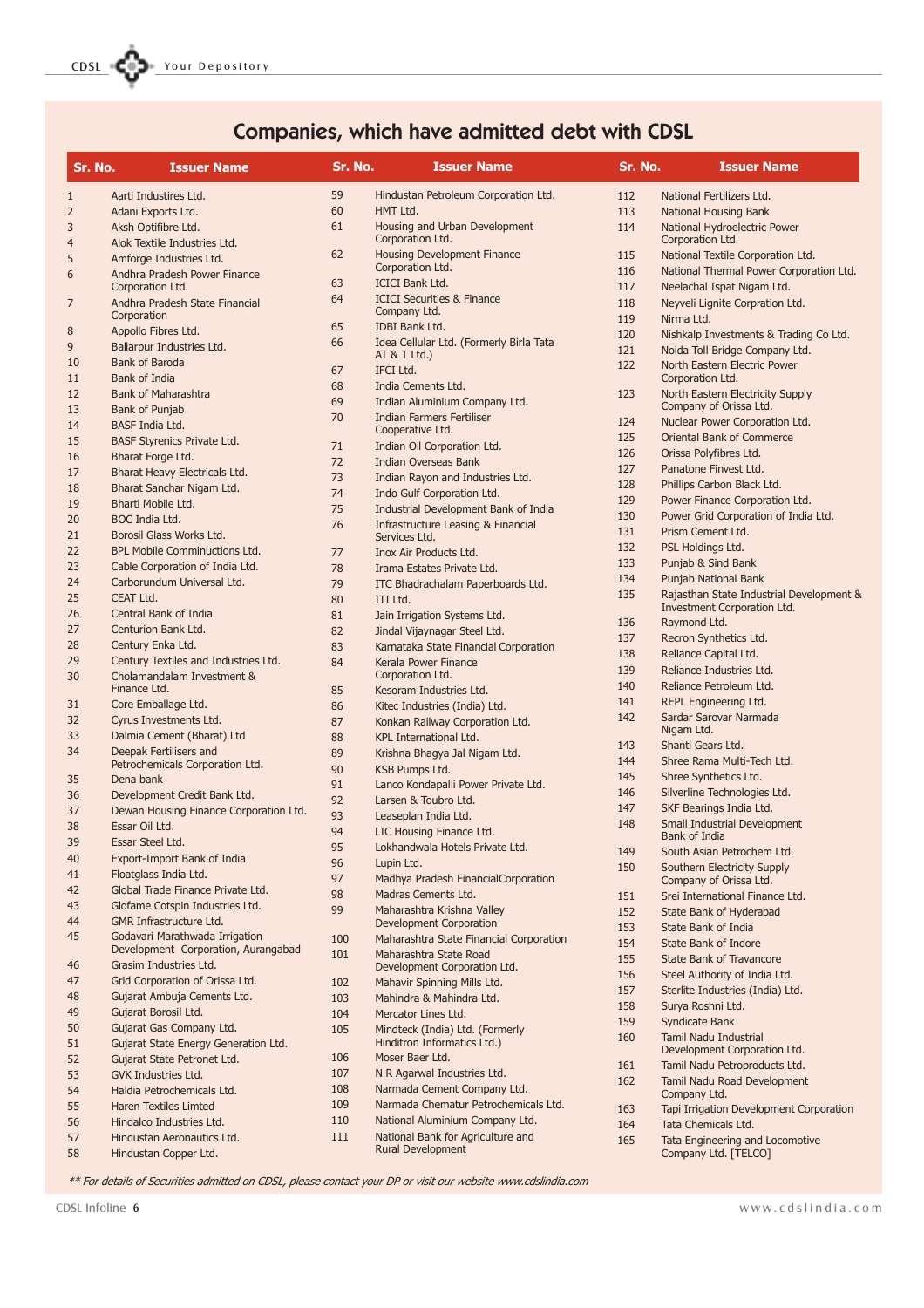## Companies, which have admitted debt with CDSL

| Sr. No. | Issuer Name |
|---|---|
| 1 | Aarti Industires Ltd. |
| 2 | Adani Exports Ltd. |
| 3 | Aksh Optifibre Ltd. |
| 4 | Alok Textile Industries Ltd. |
| 5 | Amforge Industries Ltd. |
| 6 | Andhra Pradesh Power Finance Corporation Ltd. |
| 7 | Andhra Pradesh State Financial Corporation |
| 8 | Appollo Fibres Ltd. |
| 9 | Ballarpur Industries Ltd. |
| 10 | Bank of Baroda |
| 11 | Bank of India |
| 12 | Bank of Maharashtra |
| 13 | Bank of Punjab |
| 14 | BASF India Ltd. |
| 15 | BASF Styrenics Private Ltd. |
| 16 | Bharat Forge Ltd. |
| 17 | Bharat Heavy Electricals Ltd. |
| 18 | Bharat Sanchar Nigam Ltd. |
| 19 | Bharti Mobile Ltd. |
| 20 | BOC India Ltd. |
| 21 | Borosil Glass Works Ltd. |
| 22 | BPL Mobile Comminuctions Ltd. |
| 23 | Cable Corporation of India Ltd. |
| 24 | Carborundum Universal Ltd. |
| 25 | CEAT Ltd. |
| 26 | Central Bank of India |
| 27 | Centurion Bank Ltd. |
| 28 | Century Enka Ltd. |
| 29 | Century Textiles and Industries Ltd. |
| 30 | Cholamandalam Investment & Finance Ltd. |
| 31 | Core Emballage Ltd. |
| 32 | Cyrus Investments Ltd. |
| 33 | Dalmia Cement (Bharat) Ltd |
| 34 | Deepak Fertilisers and Petrochemicals Corporation Ltd. |
| 35 | Dena bank |
| 36 | Development Credit Bank Ltd. |
| 37 | Dewan Housing Finance Corporation Ltd. |
| 38 | Essar Oil Ltd. |
| 39 | Essar Steel Ltd. |
| 40 | Export-Import Bank of India |
| 41 | Floatglass India Ltd. |
| 42 | Global Trade Finance Private Ltd. |
| 43 | Glofame Cotspin Industries Ltd. |
| 44 | GMR Infrastructure Ltd. |
| 45 | Godavari Marathwada Irrigation Development Corporation, Aurangabad |
| 46 | Grasim Industries Ltd. |
| 47 | Grid Corporation of Orissa Ltd. |
| 48 | Gujarat Ambuja Cements Ltd. |
| 49 | Gujarat Borosil Ltd. |
| 50 | Gujarat Gas Company Ltd. |
| 51 | Gujarat State Energy Generation Ltd. |
| 52 | Gujarat State Petronet Ltd. |
| 53 | GVK Industries Ltd. |
| 54 | Haldia Petrochemicals Ltd. |
| 55 | Haren Textiles Limted |
| 56 | Hindalco Industries Ltd. |
| 57 | Hindustan Aeronautics Ltd. |
| 58 | Hindustan Copper Ltd. |
| 59 | Hindustan Petroleum Corporation Ltd. |
| 60 | HMT Ltd. |
| 61 | Housing and Urban Development Corporation Ltd. |
| 62 | Housing Development Finance Corporation Ltd. |
| 63 | ICICI Bank Ltd. |
| 64 | ICICI Securities & Finance Company Ltd. |
| 65 | IDBI Bank Ltd. |
| 66 | Idea Cellular Ltd. (Formerly Birla Tata AT & T Ltd.) |
| 67 | IFCI Ltd. |
| 68 | India Cements Ltd. |
| 69 | Indian Aluminium Company Ltd. |
| 70 | Indian Farmers Fertiliser Cooperative Ltd. |
| 71 | Indian Oil Corporation Ltd. |
| 72 | Indian Overseas Bank |
| 73 | Indian Rayon and Industries Ltd. |
| 74 | Indo Gulf Corporation Ltd. |
| 75 | Industrial Development Bank of India |
| 76 | Infrastructure Leasing & Financial Services Ltd. |
| 77 | Inox Air Products Ltd. |
| 78 | Irama Estates Private Ltd. |
| 79 | ITC Bhadrachalam Paperboards Ltd. |
| 80 | ITI Ltd. |
| 81 | Jain Irrigation Systems Ltd. |
| 82 | Jindal Vijaynagar Steel Ltd. |
| 83 | Karnataka State Financial Corporation |
| 84 | Kerala Power Finance Corporation Ltd. |
| 85 | Kesoram Industries Ltd. |
| 86 | Kitec Industries (India) Ltd. |
| 87 | Konkan Railway Corporation Ltd. |
| 88 | KPL International Ltd. |
| 89 | Krishna Bhagya Jal Nigam Ltd. |
| 90 | KSB Pumps Ltd. |
| 91 | Lanco Kondapalli Power Private Ltd. |
| 92 | Larsen & Toubro Ltd. |
| 93 | Leaseplan India Ltd. |
| 94 | LIC Housing Finance Ltd. |
| 95 | Lokhandwala Hotels Private Ltd. |
| 96 | Lupin Ltd. |
| 97 | Madhya Pradesh FinancialCorporation |
| 98 | Madras Cements Ltd. |
| 99 | Maharashtra Krishna Valley Development Corporation |
| 100 | Maharashtra State Financial Corporation |
| 101 | Maharashtra State Road Development Corporation Ltd. |
| 102 | Mahavir Spinning Mills Ltd. |
| 103 | Mahindra & Mahindra Ltd. |
| 104 | Mercator Lines Ltd. |
| 105 | Mindteck (India) Ltd. (Formerly Hinditron Informatics Ltd.) |
| 106 | Moser Baer Ltd. |
| 107 | N R Agarwal Industries Ltd. |
| 108 | Narmada Cement Company Ltd. |
| 109 | Narmada Chematur Petrochemicals Ltd. |
| 110 | National Aluminium Company Ltd. |
| 111 | National Bank for Agriculture and Rural Development |
| 112 | National Fertilizers Ltd. |
| 113 | National Housing Bank |
| 114 | National Hydroelectric Power Corporation Ltd. |
| 115 | National Textile Corporation Ltd. |
| 116 | National Thermal Power Corporation Ltd. |
| 117 | Neelachal Ispat Nigam Ltd. |
| 118 | Neyveli Lignite Corpration Ltd. |
| 119 | Nirma Ltd. |
| 120 | Nishkalp Investments & Trading Co Ltd. |
| 121 | Noida Toll Bridge Company Ltd. |
| 122 | North Eastern Electric Power Corporation Ltd. |
| 123 | North Eastern Electricity Supply Company of Orissa Ltd. |
| 124 | Nuclear Power Corporation Ltd. |
| 125 | Oriental Bank of Commerce |
| 126 | Orissa Polyfibres Ltd. |
| 127 | Panatone Finvest Ltd. |
| 128 | Phillips Carbon Black Ltd. |
| 129 | Power Finance Corporation Ltd. |
| 130 | Power Grid Corporation of India Ltd. |
| 131 | Prism Cement Ltd. |
| 132 | PSL Holdings Ltd. |
| 133 | Punjab & Sind Bank |
| 134 | Punjab National Bank |
| 135 | Rajasthan State Industrial Development & Investment Corporation Ltd. |
| 136 | Raymond Ltd. |
| 137 | Recron Synthetics Ltd. |
| 138 | Reliance Capital Ltd. |
| 139 | Reliance Industries Ltd. |
| 140 | Reliance Petroleum Ltd. |
| 141 | REPL Engineering Ltd. |
| 142 | Sardar Sarovar Narmada Nigam Ltd. |
| 143 | Shanti Gears Ltd. |
| 144 | Shree Rama Multi-Tech Ltd. |
| 145 | Shree Synthetics Ltd. |
| 146 | Silverline Technologies Ltd. |
| 147 | SKF Bearings India Ltd. |
| 148 | Small Industrial Development Bank of India |
| 149 | South Asian Petrochem Ltd. |
| 150 | Southern Electricity Supply Company of Orissa Ltd. |
| 151 | Srei International Finance Ltd. |
| 152 | State Bank of Hyderabad |
| 153 | State Bank of India |
| 154 | State Bank of Indore |
| 155 | State Bank of Travancore |
| 156 | Steel Authority of India Ltd. |
| 157 | Sterlite Industries (India) Ltd. |
| 158 | Surya Roshni Ltd. |
| 159 | Syndicate Bank |
| 160 | Tamil Nadu Industrial Development Corporation Ltd. |
| 161 | Tamil Nadu Petroproducts Ltd. |
| 162 | Tamil Nadu Road Development Company Ltd. |
| 163 | Tapi Irrigation Development Corporation |
| 164 | Tata Chemicals Ltd. |
| 165 | Tata Engineering and Locomotive Company Ltd. [TELCO] |

*** For details of Securities admitted on CDSL, please contact your DP or visit our website www.cdslindia.com*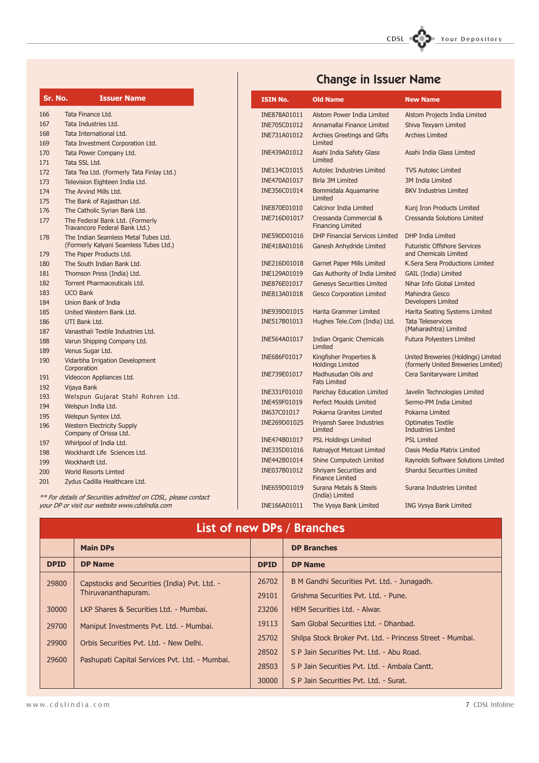| Sr. No. | Issuer Name |
|---|---|
| 166 | Tata Finance Ltd. |
| 167 | Tata Industries Ltd. |
| 168 | Tata International Ltd. |
| 169 | Tata Investment Corporation Ltd. |
| 170 | Tata Power Company Ltd. |
| 171 | Tata SSL Ltd. |
| 172 | Tata Tea Ltd. (Formerly Tata Finlay Ltd.) |
| 173 | Television Eighteen India Ltd. |
| 174 | The Arvind Mills Ltd. |
| 175 | The Bank of Rajasthan Ltd. |
| 176 | The Catholic Syrian Bank Ltd. |
| 177 | The Federal Bank Ltd. (Formerly Travancore Federal Bank Ltd.) |
| 178 | The Indian Seamless Metal Tubes Ltd. (Formerly Kalyani Seamless Tubes Ltd.) |
| 179 | The Paper Products Ltd. |
| 180 | The South Indian Bank Ltd. |
| 181 | Thomson Press (India) Ltd. |
| 182 | Torrent Pharmaceuticals Ltd. |
| 183 | UCO Bank |
| 184 | Union Bank of India |
| 185 | United Western Bank Ltd. |
| 186 | UTI Bank Ltd. |
| 187 | Vanasthali Textile Industries Ltd. |
| 188 | Varun Shipping Company Ltd. |
| 189 | Venus Sugar Ltd. |
| 190 | Vidarbha Irrigation Development Corporation |
| 191 | Videocon Appliances Ltd. |
| 192 | Vijaya Bank |
| 193 | Welspun Gujarat Stahl Rohren Ltd. |
| 194 | Welspun India Ltd. |
| 195 | Welspun Syntex Ltd. |
| 196 | Western Electricity Supply Company of Orissa Ltd. |
| 197 | Whirlpool of India Ltd. |
| 198 | Wockhardt Life Sciences Ltd. |
| 199 | Wockhardt Ltd. |
| 200 | World Resorts Limted |
| 201 | Zydus Cadilla Healthcare Ltd. |

*\*\* For details of Securities admitted on CDSL, please contact your DP or visit our website www.cdslindia.com*

## Change in Issuer Name

| ISIN No. | Old Name | New Name |
|---|---|---|
| INE878A01011 | Alstom Power India Limited | Alstom Projects India Limited |
| INE705C01012 | Annamallai Finance Limited | Shiva Texyarn Limited |
| INE731A01012 | Archies Greetings and Gifts Limited | Archies Limited |
| INE439A01012 | Asahi India Safety Glass Limited | Asahi India Glass Limited |
| INE134C01015 | Autolec Industries Limited | TVS Autolec Limited |
| INE470A01017 | Birla 3M Limited | 3M India Limited |
| INE356C01014 | Bommidala Aquamarine Limited | BKV Industries Limited |
| INE870E01010 | Calcinor India Limited | Kunj Iron Products Limited |
| INE716D01017 | Cressanda Commercial & Financing Limited | Cressanda Solutions Limited |
| INE590D01016 | DHP Financial Services Limited | DHP India Limited |
| INE418A01016 | Ganesh Anhydride Limited | Futuristic Offshore Services and Chemicals Limited |
| INE216D01018 | Garnet Paper Mills Limited | K.Sera Sera Productions Limited |
| INE129A01019 | Gas Authority of India Limited | GAIL (India) Limited |
| INE876E01017 | Genesys Securities Limited | Nihar Info Global Limited |
| INE813A01018 | Gesco Corporation Limited | Mahindra Gesco Developers Limited |
| INE939D01015 | Harita Grammer Limited | Harita Seating Systems Limited |
| INE517B01013 | Hughes Tele.Com (India) Ltd. | Tata Teleservices (Maharashtra) Limited |
| INE564A01017 | Indian Organic Chemicals Limited | Futura Polyesters Limited |
| INE686F01017 | Kingfisher Properties & Holdings Limited | United Breweries (Holdings) Limited (formerly United Breweries Limited) |
| INE739E01017 | Madhusudan Oils and Fats Limited | Cera Sanitaryware Limited |
| INE331F01010 | Parichay Education Limited | Javelin Technologies Limited |
| INE459F01019 | Perfect Moulds Limited | Sermo-PM India Limited |
| IN637C01017 | Pokarna Granites Limited | Pokarna Limited |
| INE269D01025 | Priyansh Saree Industries Limited | Optimates Textile Industries Limited |
| INE474B01017 | PSL Holdings Limited | PSL Limited |
| INE335D01016 | Ratnajyot Metcast Limited | Oasis Media Matrix Limited |
| INE442B01014 | Shine Computech Limited | Raynolds Software Solutions Limited |
| INE037B01012 | Shriyam Securities and Finance Limited | Shardul Securities Limited |
| INE659D01019 | Surana Metals & Steels (India) Limited | Surana Industries Limited |
| INE166A01011 | The Vysya Bank Limited | ING Vysya Bank Limited |

## List of new DPs / Branches

| Main DPs | | DP Branches | |
|---|---|---|---|
| **DPID** | **DP Name** | **DPID** | **DP Name** |
| 29800 | Capstocks and Securities (India) Pvt. Ltd. - Thiruvananthapuram. | 26702 | B M Gandhi Securities Pvt. Ltd. - Junagadh. |
| | | 29101 | Grishma Securities Pvt. Ltd. - Pune. |
| 30000 | LKP Shares & Securities Ltd. - Mumbai. | 23206 | HEM Securities Ltd. - Alwar. |
| 29700 | Maniput Investments Pvt. Ltd. - Mumbai. | 19113 | Sam Global Securities Ltd. - Dhanbad. |
| 29900 | Orbis Securities Pvt. Ltd. - New Delhi. | 25702 | Shilpa Stock Broker Pvt. Ltd. - Princess Street - Mumbai. |
| 29600 | Pashupati Capital Services Pvt. Ltd. - Mumbai. | 28502 | S P Jain Securities Pvt. Ltd. - Abu Road. |
| | | 28503 | S P Jain Securities Pvt. Ltd. - Ambala Cantt. |
| | | 30000 | S P Jain Securities Pvt. Ltd. - Surat. |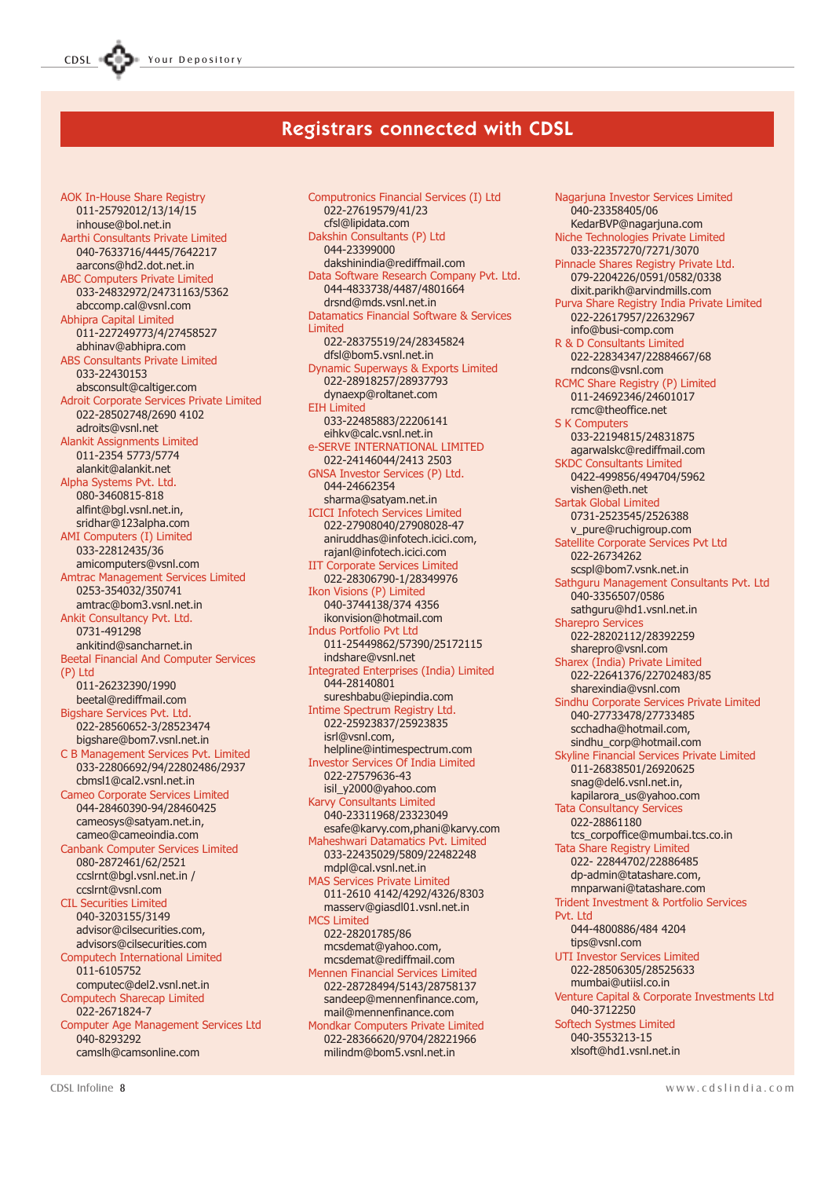# Registrars connected with CDSL

**AOK In-House Share Registry**
011-25792012/13/14/15
inhouse@bol.net.in

**Aarthi Consultants Private Limited**
040-7633716/4445/7642217
aarcons@hd2.dot.net.in

**ABC Computers Private Limited**
033-24832972/24731163/5362
abccomp.cal@vsnl.com

**Abhipra Capital Limited**
011-227249773/4/27458527
abhinav@abhipra.com

**ABS Consultants Private Limited**
033-22430153
absconsult@caltiger.com

**Adroit Corporate Services Private Limited**
022-28502748/2690 4102
adroits@vsnl.net

**Alankit Assignments Limited**
011-2354 5773/5774
alankit@alankit.net

**Alpha Systems Pvt. Ltd.**
080-3460815-818
alfint@bgl.vsnl.net.in,
sridhar@123alpha.com

**AMI Computers (I) Limited**
033-22812435/36
amicomputers@vsnl.com

**Amtrac Management Services Limited**
0253-354032/350741
amtrac@bom3.vsnl.net.in

**Ankit Consultancy Pvt. Ltd.**
0731-491298
ankitind@sancharnet.in

**Beetal Financial And Computer Services (P) Ltd**
011-26232390/1990
beetal@rediffmail.com

**Bigshare Services Pvt. Ltd.**
022-28560652-3/28523474
bigshare@bom7.vsnl.net.in

**C B Management Services Pvt. Limited**
033-22806692/94/22802486/2937
cbmsl1@cal2.vsnl.net.in

**Cameo Corporate Services Limited**
044-28460390-94/28460425
cameosys@satyam.net.in,
cameo@cameoindia.com

**Canbank Computer Services Limited**
080-2872461/62/2521
ccslrnt@bgl.vsnl.net.in /
ccslrnt@vsnl.com

**CIL Securities Limited**
040-3203155/3149
advisor@cilsecurities.com,
advisors@cilsecurities.com

**Computech International Limited**
011-6105752
computec@del2.vsnl.net.in

**Computech Sharecap Limited**
022-2671824-7

**Computer Age Management Services Ltd**
040-8293292
camslh@camsonline.com

**Computronics Financial Services (I) Ltd**
022-27619579/41/23
cfsl@lipidata.com

**Dakshin Consultants (P) Ltd**
044-23399000
dakshinindia@rediffmail.com

**Data Software Research Company Pvt. Ltd.**
044-4833738/4487/4801664
drsnd@mds.vsnl.net.in

**Datamatics Financial Software & Services Limited**
022-28375519/24/28345824
dfsl@bom5.vsnl.net.in

**Dynamic Superways & Exports Limited**
022-28918257/28937793
dynaexp@roltanet.com

**EIH Limited**
033-22485883/22206141
eihkv@calc.vsnl.net.in

**e-SERVE INTERNATIONAL LIMITED**
022-24146044/2413 2503

**GNSA Investor Services (P) Ltd.**
044-24662354
sharma@satyam.net.in

**ICICI Infotech Services Limited**
022-27908040/27908028-47
aniruddhas@infotech.icici.com,
rajanl@infotech.icici.com

**IIT Corporate Services Limited**
022-28306790-1/28349976

**Ikon Visions (P) Limited**
040-3744138/374 4356
ikonvision@hotmail.com

**Indus Portfolio Pvt Ltd**
011-25449862/57390/25172115
indshare@vsnl.net

**Integrated Enterprises (India) Limited**
044-28140801
sureshbabu@iepindia.com

**Intime Spectrum Registry Ltd.**
022-25923837/25923835
isrl@vsnl.com,
helpline@intimespectrum.com

**Investor Services Of India Limited**
022-27579636-43
isil_y2000@yahoo.com

**Karvy Consultants Limited**
040-23311968/23323049
esafe@karvy.com,phani@karvy.com

**Maheshwari Datamatics Pvt. Limited**
033-22435029/5809/22482248
mdpl@cal.vsnl.net.in

**MAS Services Private Limited**
011-2610 4142/4292/4326/8303
masserv@giasdl01.vsnl.net.in

**MCS Limited**
022-28201785/86
mcsdemat@yahoo.com,
mcsdemat@rediffmail.com

**Mennen Financial Services Limited**
022-28728494/5143/28758137
sandeep@mennenfinance.com,
mail@mennenfinance.com

**Mondkar Computers Private Limited**
022-28366620/9704/28221966
milindm@bom5.vsnl.net.in

**Nagarjuna Investor Services Limited**
040-23358405/06
KedarBVP@nagarjuna.com

**Niche Technologies Private Limited**
033-22357270/7271/3070

**Pinnacle Shares Registry Private Ltd.**
079-2204226/0591/0582/0338
dixit.parikh@arvindmills.com

**Purva Share Registry India Private Limited**
022-22617957/22632967
info@busi-comp.com

**R & D Consultants Limited**
022-22834347/22884667/68
rndcons@vsnl.com

**RCMC Share Registry (P) Limited**
011-24692346/24601017
rcmc@theoffice.net

**S K Computers**
033-22194815/24831875
agarwalskc@rediffmail.com

**SKDC Consultants Limited**
0422-499856/494704/5962
vishen@eth.net

**Sartak Global Limited**
0731-2523545/2526388
v_pure@ruchigroup.com

**Satellite Corporate Services Pvt Ltd**
022-26734262
scspl@bom7.vsnk.net.in

**Sathguru Management Consultants Pvt. Ltd**
040-3356507/0586
sathguru@hd1.vsnl.net.in

**Sharepro Services**
022-28202112/28392259
sharepro@vsnl.com

**Sharex (India) Private Limited**
022-22641376/22702483/85
sharexindia@vsnl.com

**Sindhu Corporate Services Private Limited**
040-27733478/27733485
scchadha@hotmail.com,
sindhu_corp@hotmail.com

**Skyline Financial Services Private Limited**
011-26838501/26920625
snag@del6.vsnl.net.in,
kapilarora_us@yahoo.com

**Tata Consultancy Services**
022-28861180
tcs_corpoffice@mumbai.tcs.co.in

**Tata Share Registry Limited**
022- 22844702/22886485
dp-admin@tatashare.com,
mnparwani@tatashare.com

**Trident Investment & Portfolio Services Pvt. Ltd**
044-4800886/484 4204
tips@vsnl.com

**UTI Investor Services Limited**
022-28506305/28525633
mumbai@utiisl.co.in

**Venture Capital & Corporate Investments Ltd**
040-3712250

**Softech Systmes Limited**
040-3553213-15
xlsoft@hd1.vsnl.net.in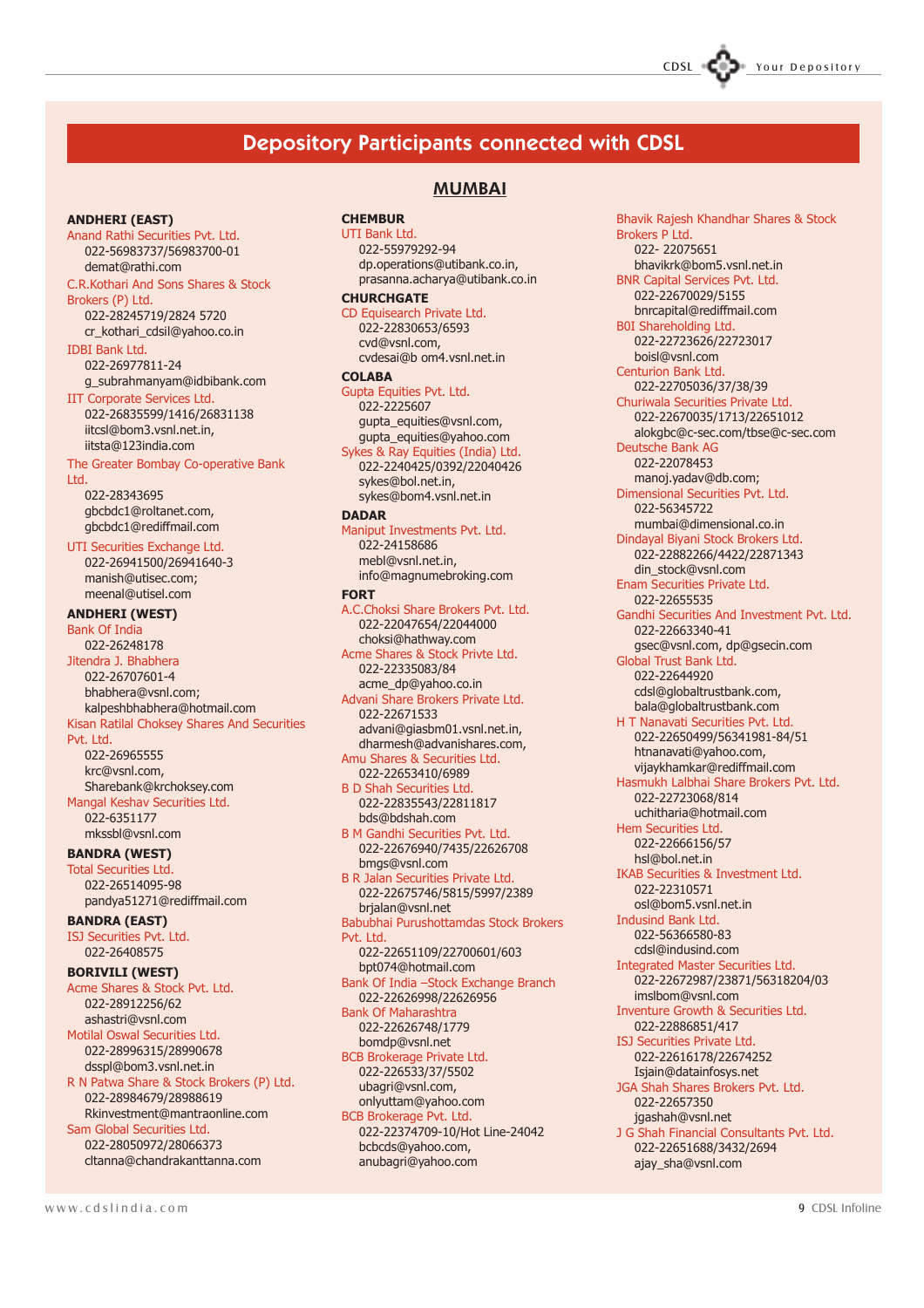# Depository Participants connected with CDSL

## MUMBAI

### ANDHERI (EAST)

Anand Rathi Securities Pvt. Ltd.
022-56983737/56983700-01
demat@rathi.com

C.R.Kothari And Sons Shares & Stock Brokers (P) Ltd.
022-28245719/2824 5720
cr_kothari_cdsil@yahoo.co.in

IDBI Bank Ltd.
022-26977811-24
g_subrahmanyam@idbibank.com

IIT Corporate Services Ltd.
022-26835599/1416/26831138
iitcsl@bom3.vsnl.net.in,
iitsta@123india.com

The Greater Bombay Co-operative Bank Ltd.
022-28343695
gbcbdc1@roltanet.com,
gbcbdc1@rediffmail.com

UTI Securities Exchange Ltd.
022-26941500/26941640-3
manish@utisec.com;
meenal@utisel.com

### ANDHERI (WEST)

Bank Of India
022-26248178

Jitendra J. Bhabhera
022-26707601-4
bhabhera@vsnl.com;
kalpeshbhabhera@hotmail.com

Kisan Ratilal Choksey Shares And Securities Pvt. Ltd.
022-26965555
krc@vsnl.com,
Sharebank@krchoksey.com

Mangal Keshav Securities Ltd.
022-6351177
mkssbl@vsnl.com

### BANDRA (WEST)

Total Securities Ltd.
022-26514095-98
pandya51271@rediffmail.com

### BANDRA (EAST)

ISJ Securities Pvt. Ltd.
022-26408575

### BORIVILI (WEST)

Acme Shares & Stock Pvt. Ltd.
022-28912256/62
ashastri@vsnl.com

Motilal Oswal Securities Ltd.
022-28996315/28990678
dsspl@bom3.vsnl.net.in

R N Patwa Share & Stock Brokers (P) Ltd.
022-28984679/28988619
Rkinvestment@mantraonline.com

Sam Global Securities Ltd.
022-28050972/28066373
cltanna@chandrakanttanna.com

### CHEMBUR

UTI Bank Ltd.
022-55979292-94
dp.operations@utibank.co.in,
prasanna.acharya@utibank.co.in

### CHURCHGATE

CD Equisearch Private Ltd.
022-22830653/6593
cvd@vsnl.com,
cvdesai@b om4.vsnl.net.in

### COLABA

Gupta Equities Pvt. Ltd.
022-2225607
gupta_equities@vsnl.com,
gupta_equities@yahoo.com

Sykes & Ray Equities (India) Ltd.
022-2240425/0392/22040426
sykes@bol.net.in,
sykes@bom4.vsnl.net.in

### DADAR

Maniput Investments Pvt. Ltd.
022-24158686
mebl@vsnl.net.in,
info@magnumebroking.com

### FORT

A.C.Choksi Share Brokers Pvt. Ltd.
022-22047654/22044000
choksi@hathway.com

Acme Shares & Stock Privte Ltd.
022-22335083/84
acme_dp@yahoo.co.in

Advani Share Brokers Private Ltd.
022-22671533
advani@giasbm01.vsnl.net.in,
dharmesh@advanishares.com,

Amu Shares & Securities Ltd.
022-22653410/6989

B D Shah Securities Ltd.
022-22835543/22811817
bds@bdshah.com

B M Gandhi Securities Pvt. Ltd.
022-22676940/7435/22626708
bmgs@vsnl.com

B R Jalan Securities Private Ltd.
022-22675746/5815/5997/2389
brjalan@vsnl.net

Babubhai Purushottamdas Stock Brokers Pvt. Ltd.
022-22651109/22700601/603
bpt074@hotmail.com

Bank Of India –Stock Exchange Branch
022-22626998/22626956

Bank Of Maharashtra
022-22626748/1779
bomdp@vsnl.net

BCB Brokerage Private Ltd.
022-226533/37/5502
ubagri@vsnl.com,
onlyuttam@yahoo.com

BCB Brokerage Pvt. Ltd.
022-22374709-10/Hot Line-24042
bcbcds@yahoo.com,
anubagri@yahoo.com

Bhavik Rajesh Khandhar Shares & Stock Brokers P Ltd.
022- 22075651
bhavikrk@bom5.vsnl.net.in

BNR Capital Services Pvt. Ltd.
022-22670029/5155
bnrcapital@rediffmail.com

BOI Shareholding Ltd.
022-22723626/22723017
boisl@vsnl.com

Centurion Bank Ltd.
022-22705036/37/38/39

Churiwala Securities Private Ltd.
022-22670035/1713/22651012
alokgbc@c-sec.com/tbse@c-sec.com

Deutsche Bank AG
022-22078453
manoj.yadav@db.com;

Dimensional Securities Pvt. Ltd.
022-56345722
mumbai@dimensional.co.in

Dindayal Biyani Stock Brokers Ltd.
022-22882266/4422/22871343
din_stock@vsnl.com

Enam Securities Private Ltd.
022-22655535

Gandhi Securities And Investment Pvt. Ltd.
022-22663340-41
gsec@vsnl.com, dp@gsecin.com

Global Trust Bank Ltd.
022-22644920
cdsl@globaltrustbank.com,
bala@globaltrustbank.com

H T Nanavati Securities Pvt. Ltd.
022-22650499/56341981-84/51
htnanavati@yahoo.com,
vijaykhamkar@rediffmail.com

Hasmukh Lalbhai Share Brokers Pvt. Ltd.
022-22723068/814
uchitharia@hotmail.com

Hem Securities Ltd.
022-22666156/57
hsl@bol.net.in

IKAB Securities & Investment Ltd.
022-22310571
osl@bom5.vsnl.net.in

Indusind Bank Ltd.
022-56366580-83
cdsl@indusind.com

Integrated Master Securities Ltd.
022-22672987/23871/56318204/03
imslbom@vsnl.com

Inventure Growth & Securities Ltd.
022-22886851/417

ISJ Securities Private Ltd.
022-22616178/22674252
Isjain@datainfosys.net

JGA Shah Shares Brokers Pvt. Ltd.
022-22657350
jgashah@vsnl.net

J G Shah Financial Consultants Pvt. Ltd.
022-22651688/3432/2694
ajay_sha@vsnl.com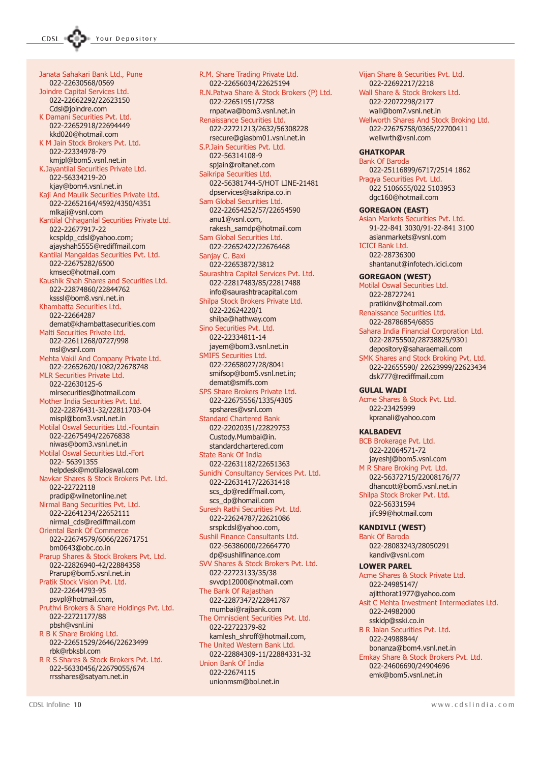Janata Sahakari Bank Ltd., Pune
022-22630568/0569

Joindre Capital Services Ltd.
022-22662292/22623150
Cdsl@joindre.com

K Damani Securities Pvt. Ltd.
022-22652918/22694449
kkd020@hotmail.com

K M Jain Stock Brokers Pvt. Ltd.
022-22334978-79
kmjpl@bom5.vsnl.net.in

K.Jayantilal Securities Private Ltd.
022-56334219-20
kjay@bom4.vsnl.net.in

Kaji And Maulik Securities Private Ltd.
022-22652164/4592/4350/4351
mlkaji@vsnl.com

Kantilal Chhaganlal Securities Private Ltd.
022-22677917-22
kcspldp_cdsl@yahoo.com;
ajayshah5555@rediffmail.com

Kantilal Mangaldas Securities Pvt. Ltd.
022-22675282/6500
kmsec@hotmail.com

Kaushik Shah Shares and Securities Ltd.
022-22874860/22844762
ksssl@bom8.vsnl.net.in

Khambatta Securities Ltd.
022-22664287
demat@khambattasecurities.com

Malti Securities Private Ltd.
022-22611268/0727/998
msl@vsnl.com

Mehta Vakil And Company Private Ltd.
022-22652620/1082/22678748

MLR Securities Private Ltd.
022-22630125-6
mlrsecurities@hotmail.com

Mother India Securities Pvt. Ltd.
022-22876431-32/22811703-04
mispl@bom3.vsnl.net.in

Motilal Oswal Securities Ltd.-Fountain
022-22675494/22676838
niwas@bom3.vsnl.net.in

Motilal Oswal Securities Ltd.-Fort
022- 56391355
helpdesk@motilaloswal.com

Navkar Shares & Stock Brokers Pvt. Ltd.
022-22722118
pradip@wilnetonline.net

Nirmal Bang Securities Pvt. Ltd.
022-22641234/22652111
nirmal_cds@rediffmail.com

Oriental Bank Of Commerce
022-22674579/6066/22671751
bm0643@obc.co.in

Prarup Shares & Stock Brokers Pvt. Ltd.
022-22826940-42/22884358
Prarup@bom5.vsnl.net.in

Pratik Stock Vision Pvt. Ltd.
022-22644793-95
psvpl@hotmail.com,

Pruthvi Brokers & Share Holdings Pvt. Ltd.
022-22721177/88
pbsh@vsnl.ini

R B K Share Broking Ltd.
022-22651529/2646/22623499
rbk@rbksbl.com

R R S Shares & Stock Brokers Pvt. Ltd.
022-56330456/22679055/674
rrsshares@satyam.net.in

R.M. Share Trading Private Ltd.
022-22656034/22625194

R.N.Patwa Share & Stock Brokers (P) Ltd.
022-22651951/7258
rnpatwa@bom3.vsnl.net.in

Renaissance Securities Ltd.
022-22721213/2632/56308228
rsecure@giasbm01.vsnl.net.in

S.P.Jain Securities Pvt. Ltd.
022-56314108-9
spjain@roltanet.com

Saikripa Securities Ltd.
022-56381744-5/HOT LINE-21481
dpservices@saikripa.co.in

Sam Global Securities Ltd.
022-22654252/57/22654590
anu1@vsnl.com,
rakesh_samdp@hotmail.com

Sam Global Securities Ltd.
022-22652422/22676468

Sanjay C. Baxi
022-22653872/3812

Saurashtra Capital Services Pvt. Ltd.
022-22817483/85/22817488
info@saurashtracapital.com

Shilpa Stock Brokers Private Ltd.
022-22624220/1
shilpa@hathway.com

Sino Securities Pvt. Ltd.
022-22334811-14
jayem@bom3.vsnl.net.in

SMIFS Securities Ltd.
022-22658027/28/8041
smifsop@bom5.vsnl.net.in;
demat@smifs.com

SPS Share Brokers Private Ltd.
022-22675556/1335/4305
spshares@vsnl.com

Standard Chartered Bank
022-22020351/22829753
Custody.Mumbai@in.
standardchartered.com

State Bank Of India
022-22631182/22651363

Sunidhi Consultancy Services Pvt. Ltd.
022-22631417/22631418
scs_dp@rediffmail.com,
scs_dp@homail.com

Suresh Rathi Securities Pvt. Ltd.
022-22624787/22621086
srsplcdsl@yahoo.com

Sushil Finance Consultants Ltd.
022-56386000/22664770
dp@sushilfinance.com

SVV Shares & Stock Brokers Pvt. Ltd.
022-22723133/35/38
svvdp12000@hotmail.com

The Bank Of Rajasthan
022-22873472/22841787
mumbai@rajbank.com

The Omniscient Securities Pvt. Ltd.
022-22722379-82
kamlesh_shroff@hotmail.com,

The United Western Bank Ltd.
022-22884309-11/22884331-32

Union Bank Of India
022-22674115
unionmsm@bol.net.in

Vijan Share & Securities Pvt. Ltd.
022-22692217/2218

Wall Share & Stock Brokers Ltd.
022-22072298/2177
wall@bom7.vsnl.net.in

Wellworth Shares And Stock Broking Ltd.
022-22675758/0365/22700411
wellwrth@vsnl.com

**GHATKOPAR**

Bank Of Baroda
022-25116899/6717/2514 1862

Pragya Securities Pvt. Ltd.
022 5106655/022 5103953
dgc160@hotmail.com

**GOREGAON (EAST)**

Asian Markets Securities Pvt. Ltd.
91-22-841 3030/91-22-841 3100
asianmarkets@vsnl.com

ICICI Bank Ltd.
022-28736300
shantanut@infotech.icici.com

**GOREGAON (WEST)**

Motilal Oswal Securities Ltd.
022-28727241
pratikinv@hotmail.com

Renaissance Securities Ltd.
022-28786854/6855

Sahara India Financial Corporation Ltd.
022-28755502/28738825/9301
depository@saharaemail.com

SMK Shares and Stock Broking Pvt. Ltd.
022-22655590/ 22623999/22623434
dsk777@rediffmail.com

**GULAL WADI**

Acme Shares & Stock Pvt. Ltd.
022-23425999
kpranali@yahoo.com

**KALBADEVI**

BCB Brokerage Pvt. Ltd.
022-22064571-72
jayeshj@bom5.vsnl.com

M R Share Broking Pvt. Ltd.
022-56372715/22008176/77
dhancott@bom5.vsnl.net.in

Shilpa Stock Broker Pvt. Ltd.
022-56331594
jifc99@hotmail.com

**KANDIVLI (WEST)**

Bank Of Baroda
022-28083243/28050291
kandiv@vsnl.com

**LOWER PAREL**

Acme Shares & Stock Private Ltd.
022-24985147/
ajitthorat1977@yahoo.com

Asit C Mehta Investment Intermediates Ltd.
022-24982000
sskidp@sski.co.in

B R Jalan Securities Pvt. Ltd.
022-24988844/
bonanza@bom4.vsnl.net.in

Emkay Share & Stock Brokers Pvt. Ltd.
022-24606690/24904696
emk@bom5.vsnl.net.in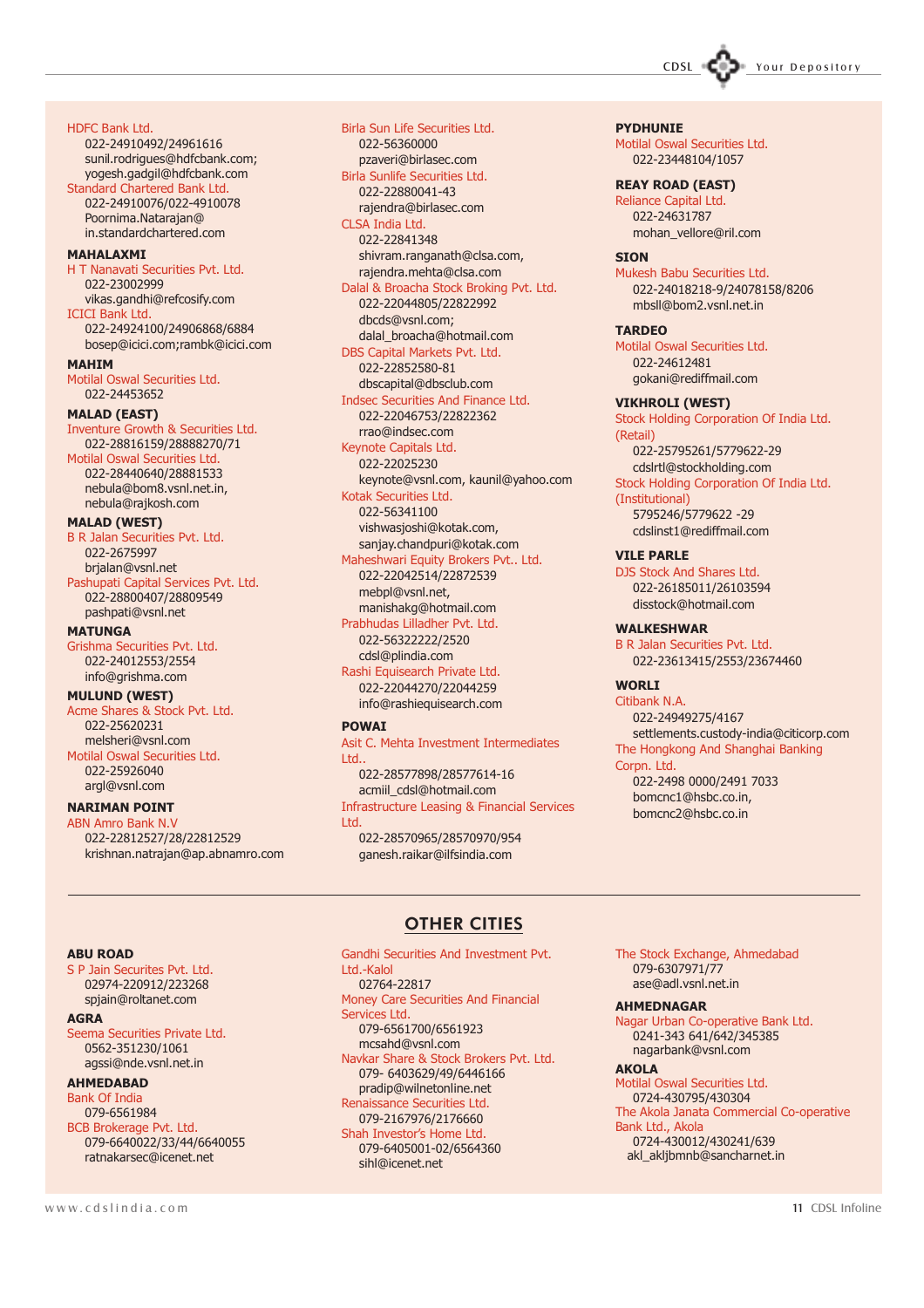HDFC Bank Ltd.
022-24910492/24961616
sunil.rodrigues@hdfcbank.com;
yogesh.gadgil@hdfcbank.com

Standard Chartered Bank Ltd.
022-24910076/022-4910078
Poornima.Natarajan@
in.standardchartered.com

**MAHALAXMI**

H T Nanavati Securities Pvt. Ltd.
022-23002999
vikas.gandhi@refcosify.com

ICICI Bank Ltd.
022-24924100/24906868/6884
bosep@icici.com;rambk@icici.com

**MAHIM**

Motilal Oswal Securities Ltd.
022-24453652

**MALAD (EAST)**

Inventure Growth & Securities Ltd.
022-28816159/28888270/71

Motilal Oswal Securities Ltd.
022-28440640/28881533
nebula@bom8.vsnl.net.in,
nebula@rajkosh.com

**MALAD (WEST)**

B R Jalan Securities Pvt. Ltd.
022-2675997
brjalan@vsnl.net

Pashupati Capital Services Pvt. Ltd.
022-28800407/28809549
pashpati@vsnl.net

**MATUNGA**

Grishma Securities Pvt. Ltd.
022-24012553/2554
info@grishma.com

**MULUND (WEST)**

Acme Shares & Stock Pvt. Ltd.
022-25620231
melsheri@vsnl.com

Motilal Oswal Securities Ltd.
022-25926040
argl@vsnl.com

**NARIMAN POINT**

ABN Amro Bank N.V
022-22812527/28/22812529
krishnan.natrajan@ap.abnamro.com

Birla Sun Life Securities Ltd.
022-56360000
pzaveri@birlasec.com

Birla Sunlife Securities Ltd.
022-22880041-43
rajendra@birlasec.com

CLSA India Ltd.
022-22841348
shivram.ranganath@clsa.com,
rajendra.mehta@clsa.com

Dalal & Broacha Stock Broking Pvt. Ltd.
022-22044805/22822992
dbcds@vsnl.com;
dalal_broacha@hotmail.com

DBS Capital Markets Pvt. Ltd.
022-22852580-81
dbscapital@dbsclub.com

Indsec Securities And Finance Ltd.
022-22046753/22822362
rrao@indsec.com

Keynote Capitals Ltd.
022-22025230
keynote@vsnl.com, kaunil@yahoo.com

Kotak Securities Ltd.
022-56341100
vishwasjoshi@kotak.com,
sanjay.chandpuri@kotak.com

Maheshwari Equity Brokers Pvt.. Ltd.
022-22042514/22872539
mebpl@vsnl.net,
manishakg@hotmail.com

Prabhudas Lilladher Pvt. Ltd.
022-56322222/2520
cdsl@plindia.com

Rashi Equisearch Private Ltd.
022-22044270/22044259
info@rashiequisearch.com

**POWAI**

Asit C. Mehta Investment Intermediates Ltd..
022-28577898/28577614-16
acmiil_cdsl@hotmail.com

Infrastructure Leasing & Financial Services Ltd.
022-28570965/28570970/954
ganesh.raikar@ilfsindia.com

**PYDHUNIE**

Motilal Oswal Securities Ltd.
022-23448104/1057

**REAY ROAD (EAST)**

Reliance Capital Ltd.
022-24631787
mohan_vellore@ril.com

**SION**

Mukesh Babu Securities Ltd.
022-24018218-9/24078158/8206
mbsll@bom2.vsnl.net.in

**TARDEO**

Motilal Oswal Securities Ltd.
022-24612481
gokani@rediffmail.com

**VIKHROLI (WEST)**

Stock Holding Corporation Of India Ltd. (Retail)
022-25795261/5779622-29
cdslrtl@stockholding.com

Stock Holding Corporation Of India Ltd. (Institutional)
5795246/5779622 -29
cdslinst1@rediffmail.com

**VILE PARLE**

DJS Stock And Shares Ltd.
022-26185011/26103594
disstock@hotmail.com

**WALKESHWAR**

B R Jalan Securities Pvt. Ltd.
022-23613415/2553/23674460

**WORLI**

Citibank N.A.
022-24949275/4167
settlements.custody-india@citicorp.com

The Hongkong And Shanghai Banking Corpn. Ltd.
022-2498 0000/2491 7033
bomcnc1@hsbc.co.in,
bomcnc2@hsbc.co.in

## OTHER CITIES

**ABU ROAD**

S P Jain Securites Pvt. Ltd.
02974-220912/223268
spjain@roltanet.com

**AGRA**

Seema Securities Private Ltd.
0562-351230/1061
agssi@nde.vsnl.net.in

**AHMEDABAD**

Bank Of India
079-6561984

BCB Brokerage Pvt. Ltd.
079-6640022/33/44/6640055
ratnakarsec@icenet.net

Gandhi Securities And Investment Pvt. Ltd.-Kalol
02764-22817

Money Care Securities And Financial Services Ltd.
079-6561700/6561923
mcsahd@vsnl.com

Navkar Share & Stock Brokers Pvt. Ltd.
079- 6403629/49/6446166
pradip@wilnetonline.net

Renaissance Securities Ltd.
079-2167976/2176660

Shah Investor's Home Ltd.
079-6405001-02/6564360
sihl@icenet.net

The Stock Exchange, Ahmedabad
079-6307971/77
ase@adl.vsnl.net.in

**AHMEDNAGAR**

Nagar Urban Co-operative Bank Ltd.
0241-343 641/642/345385
nagarbank@vsnl.com

**AKOLA**

Motilal Oswal Securities Ltd.
0724-430795/430304

The Akola Janata Commercial Co-operative Bank Ltd., Akola
0724-430012/430241/639
akl_akljbmnb@sancharnet.in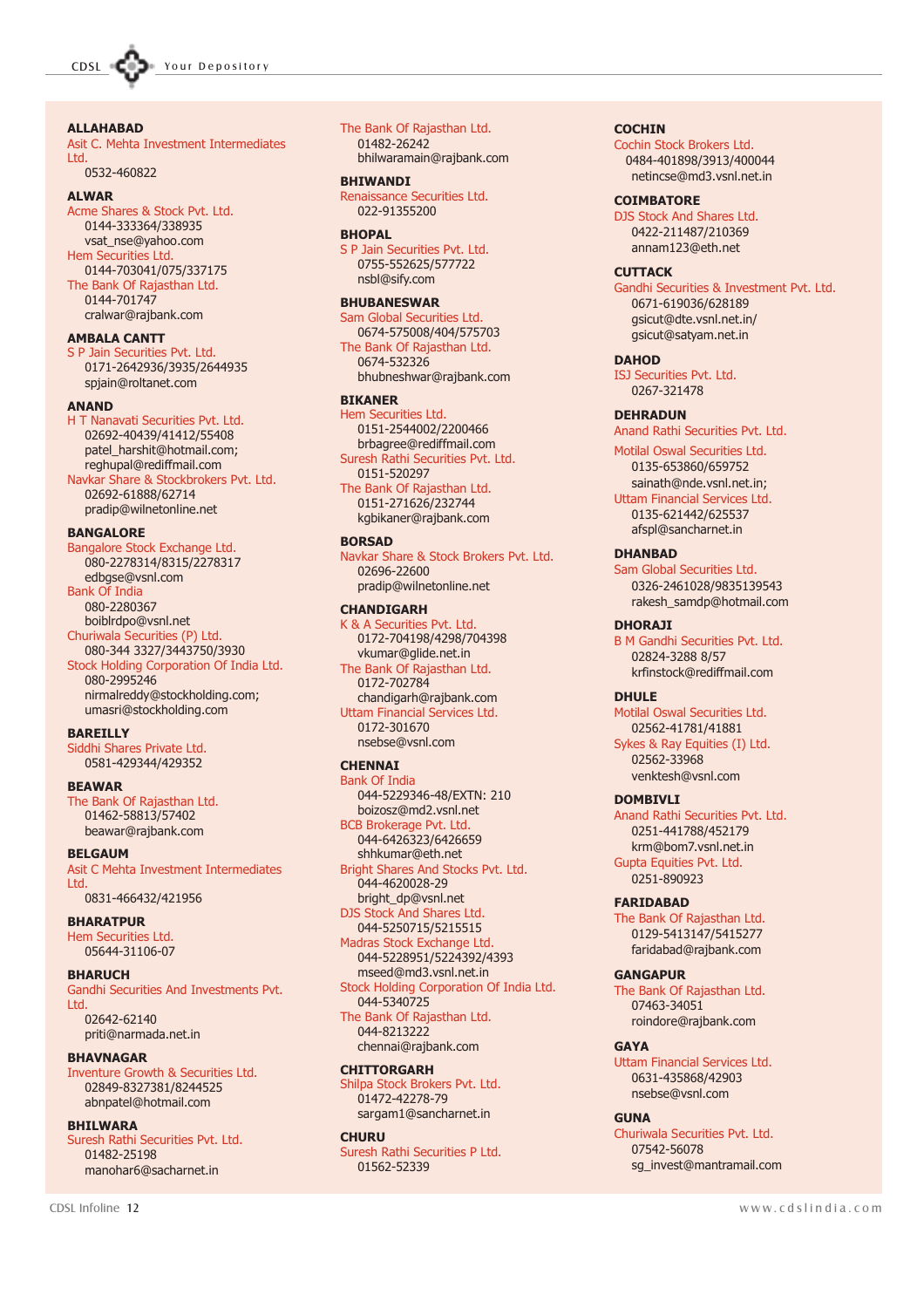**ALLAHABAD**
Asit C. Mehta Investment Intermediates Ltd.
0532-460822

**ALWAR**
Acme Shares & Stock Pvt. Ltd.
0144-333364/338935
vsat_nse@yahoo.com
Hem Securities Ltd.
0144-703041/075/337175
The Bank Of Rajasthan Ltd.
0144-701747
cralwar@rajbank.com

**AMBALA CANTT**
S P Jain Securities Pvt. Ltd.
0171-2642936/3935/2644935
spjain@roltanet.com

**ANAND**
H T Nanavati Securities Pvt. Ltd.
02692-40439/41412/55408
patel_harshit@hotmail.com;
reghupal@rediffmail.com
Navkar Share & Stockbrokers Pvt. Ltd.
02692-61888/62714
pradip@wilnetonline.net

**BANGALORE**
Bangalore Stock Exchange Ltd.
080-2278314/8315/2278317
edbgse@vsnl.com
Bank Of India
080-2280367
boiblrdpo@vsnl.net
Churiwala Securities (P) Ltd.
080-344 3327/3443750/3930
Stock Holding Corporation Of India Ltd.
080-2995246
nirmalreddy@stockholding.com;
umasri@stockholding.com

**BAREILLY**
Siddhi Shares Private Ltd.
0581-429344/429352

**BEAWAR**
The Bank Of Rajasthan Ltd.
01462-58813/57402
beawar@rajbank.com

**BELGAUM**
Asit C Mehta Investment Intermediates Ltd.
0831-466432/421956

**BHARATPUR**
Hem Securities Ltd.
05644-31106-07

**BHARUCH**
Gandhi Securities And Investments Pvt. Ltd.
02642-62140
priti@narmada.net.in

**BHAVNAGAR**
Inventure Growth & Securities Ltd.
02849-8327381/8244525
abnpatel@hotmail.com

**BHILWARA**
Suresh Rathi Securities Pvt. Ltd.
01482-25198
manohar6@sacharnet.in
The Bank Of Rajasthan Ltd.
01482-26242
bhilwaramain@rajbank.com

**BHIWANDI**
Renaissance Securities Ltd.
022-91355200

**BHOPAL**
S P Jain Securities Pvt. Ltd.
0755-552625/577722
nsbl@sify.com

**BHUBANESWAR**
Sam Global Securities Ltd.
0674-575008/404/575703
The Bank Of Rajasthan Ltd.
0674-532326
bhubneshwar@rajbank.com

**BIKANER**
Hem Securities Ltd.
0151-2544002/2200466
brbagree@rediffmail.com
Suresh Rathi Securities Pvt. Ltd.
0151-520297
The Bank Of Rajasthan Ltd.
0151-271626/232744
kgbikaner@rajbank.com

**BORSAD**
Navkar Share & Stock Brokers Pvt. Ltd.
02696-22600
pradip@wilnetonline.net

**CHANDIGARH**
K & A Securities Pvt. Ltd.
0172-704198/4298/704398
vkumar@glide.net.in
The Bank Of Rajasthan Ltd.
0172-702784
chandigarh@rajbank.com
Uttam Financial Services Ltd.
0172-301670
nsebse@vsnl.com

**CHENNAI**
Bank Of India
044-5229346-48/EXTN: 210
boizosz@md2.vsnl.net
BCB Brokerage Pvt. Ltd.
044-6426323/6426659
shhkumar@eth.net
Bright Shares And Stocks Pvt. Ltd.
044-4620028-29
bright_dp@vsnl.net
DJS Stock And Shares Ltd.
044-5250715/5215515
Madras Stock Exchange Ltd.
044-5228951/5224392/4393
mseed@md3.vsnl.net.in
Stock Holding Corporation Of India Ltd.
044-5340725
The Bank Of Rajasthan Ltd.
044-8213222
chennai@rajbank.com

**CHITTORGARH**
Shilpa Stock Brokers Pvt. Ltd.
01472-42278-79
sargam1@sancharnet.in

**CHURU**
Suresh Rathi Securities P Ltd.
01562-52339

**COCHIN**
Cochin Stock Brokers Ltd.
0484-401898/3913/400044
netincse@md3.vsnl.net.in

**COIMBATORE**
DJS Stock And Shares Ltd.
0422-211487/210369
annam123@eth.net

**CUTTACK**
Gandhi Securities & Investment Pvt. Ltd.
0671-619036/628189
gsicut@dte.vsnl.net.in/
gsicut@satyam.net.in

**DAHOD**
ISJ Securities Pvt. Ltd.
0267-321478

**DEHRADUN**
Anand Rathi Securities Pvt. Ltd.
Motilal Oswal Securities Ltd.
0135-653860/659752
sainath@nde.vsnl.net.in;
Uttam Financial Services Ltd.
0135-621442/625537
afspl@sancharnet.in

**DHANBAD**
Sam Global Securities Ltd.
0326-2461028/9835139543
rakesh_samdp@hotmail.com

**DHORAJI**
B M Gandhi Securities Pvt. Ltd.
02824-3288 8/57
krfinstock@rediffmail.com

**DHULE**
Motilal Oswal Securities Ltd.
02562-41781/41881
Sykes & Ray Equities (I) Ltd.
02562-33968
venktesh@vsnl.com

**DOMBIVLI**
Anand Rathi Securities Pvt. Ltd.
0251-441788/452179
krm@bom7.vsnl.net.in
Gupta Equities Pvt. Ltd.
0251-890923

**FARIDABAD**
The Bank Of Rajasthan Ltd.
0129-5413147/5415277
faridabad@rajbank.com

**GANGAPUR**
The Bank Of Rajasthan Ltd.
07463-34051
roindore@rajbank.com

**GAYA**
Uttam Financial Services Ltd.
0631-435868/42903
nsebse@vsnl.com

**GUNA**
Churiwala Securities Pvt. Ltd.
07542-56078
sg_invest@mantramail.com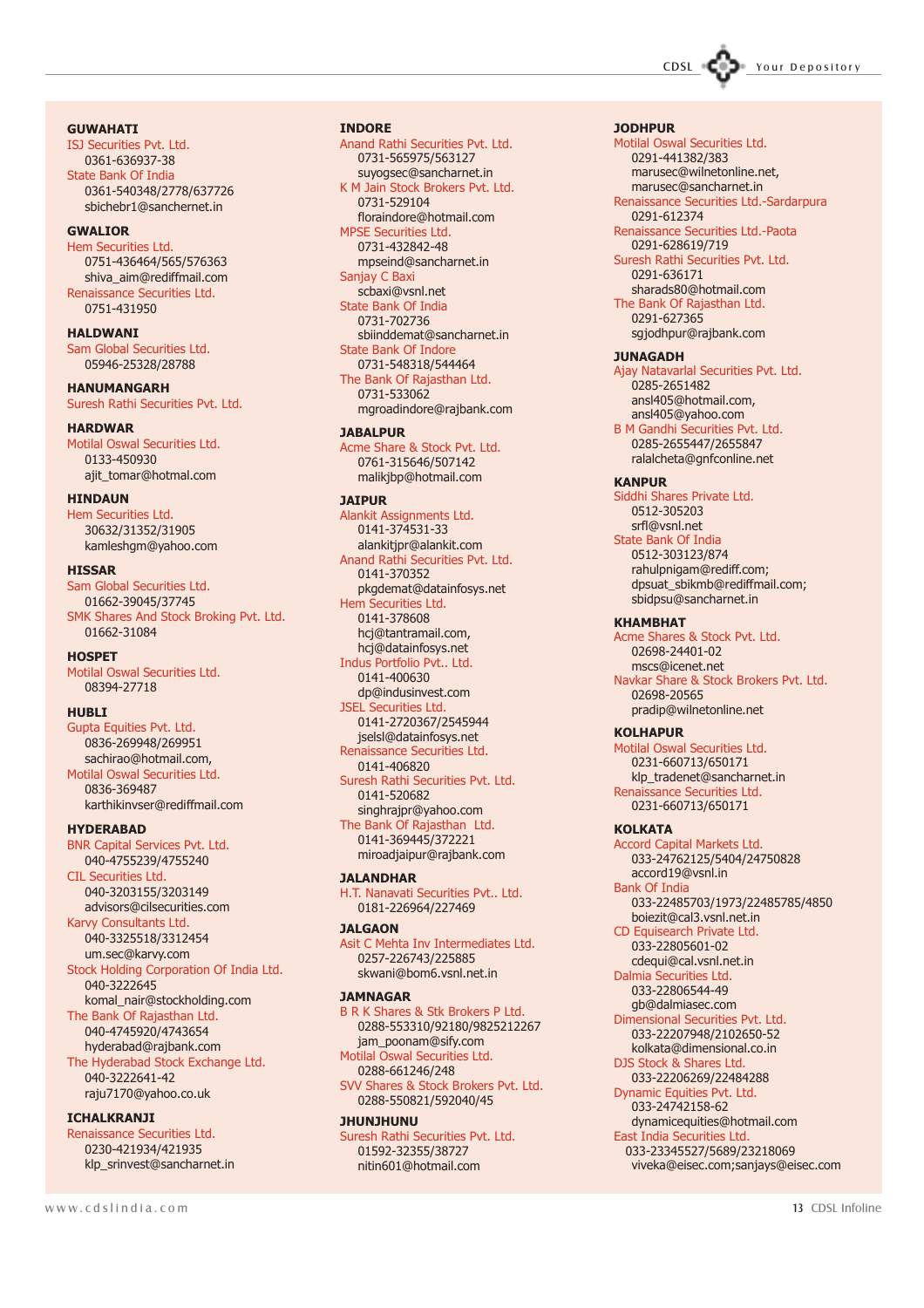**GUWAHATI**

ISJ Securities Pvt. Ltd.
0361-636937-38

State Bank Of India
0361-540348/2778/637726
sbichebr1@sanchernet.in

**GWALIOR**

Hem Securities Ltd.
0751-436464/565/576363
shiva_aim@rediffmail.com

Renaissance Securities Ltd.
0751-431950

**HALDWANI**

Sam Global Securities Ltd.
05946-25328/28788

**HANUMANGARH**

Suresh Rathi Securities Pvt. Ltd.

**HARDWAR**

Motilal Oswal Securities Ltd.
0133-450930
ajit_tomar@hotmal.com

**HINDAUN**

Hem Securities Ltd.
30632/31352/31905
kamleshgm@yahoo.com

**HISSAR**

Sam Global Securities Ltd.
01662-39045/37745

SMK Shares And Stock Broking Pvt. Ltd.
01662-31084

**HOSPET**

Motilal Oswal Securities Ltd.
08394-27718

**HUBLI**

Gupta Equities Pvt. Ltd.
0836-269948/269951
sachirao@hotmail.com,

Motilal Oswal Securities Ltd.
0836-369487
karthikinvser@rediffmail.com

**HYDERABAD**

BNR Capital Services Pvt. Ltd.
040-4755239/4755240

CIL Securities Ltd.
040-3203155/3203149
advisors@cilsecurities.com

Karvy Consultants Ltd.
040-3325518/3312454
um.sec@karvy.com

Stock Holding Corporation Of India Ltd.
040-3222645
komal_nair@stockholding.com

The Bank Of Rajasthan Ltd.
040-4745920/4743654
hyderabad@rajbank.com

The Hyderabad Stock Exchange Ltd.
040-3222641-42
raju7170@yahoo.co.uk

**ICHALKRANJI**

Renaissance Securities Ltd.
0230-421934/421935
klp_srinvest@sancharnet.in

**INDORE**

Anand Rathi Securities Pvt. Ltd.
0731-565975/563127
suyogsec@sancharnet.in

K M Jain Stock Brokers Pvt. Ltd.
0731-529104
floraindore@hotmail.com

MPSE Securities Ltd.
0731-432842-48
mpseind@sancharnet.in

Sanjay C Baxi
scbaxi@vsnl.net

State Bank Of India
0731-702736
sbiinddemat@sancharnet.in

State Bank Of Indore
0731-548318/544464

The Bank Of Rajasthan Ltd.
0731-533062
mgroadindore@rajbank.com

**JABALPUR**

Acme Share & Stock Pvt. Ltd.
0761-315646/507142
malikjbp@hotmail.com

**JAIPUR**

Alankit Assignments Ltd.
0141-374531-33
alankitjpr@alankit.com

Anand Rathi Securities Pvt. Ltd.
0141-370352
pkgdemat@datainfosys.net

Hem Securities Ltd.
0141-378608
hcj@tantramail.com,
hcj@datainfosys.net

Indus Portfolio Pvt.. Ltd.
0141-400630
dp@indusinvest.com

JSEL Securities Ltd.
0141-2720367/2545944
jselsl@datainfosys.net

Renaissance Securities Ltd.
0141-406820

Suresh Rathi Securities Pvt. Ltd.
0141-520682
singhrajpr@yahoo.com

The Bank Of Rajasthan Ltd.
0141-369445/372221
miroadjaipur@rajbank.com

**JALANDHAR**

H.T. Nanavati Securities Pvt.. Ltd.
0181-226964/227469

**JALGAON**

Asit C Mehta Inv Intermediates Ltd.
0257-226743/225885
skwani@bom6.vsnl.net.in

**JAMNAGAR**

B R K Shares & Stk Brokers P Ltd.
0288-553310/92180/9825212267
jam_poonam@sify.com

Motilal Oswal Securities Ltd.
0288-661246/248

SVV Shares & Stock Brokers Pvt. Ltd.
0288-550821/592040/45

**JHUNJHUNU**

Suresh Rathi Securities Pvt. Ltd.
01592-32355/38727
nitin601@hotmail.com

**JODHPUR**

Motilal Oswal Securities Ltd.
0291-441382/383
marusec@wilnetonline.net,
marusec@sancharnet.in

Renaissance Securities Ltd.-Sardarpura
0291-612374

Renaissance Securities Ltd.-Paota
0291-628619/719

Suresh Rathi Securities Pvt. Ltd.
0291-636171
sharads80@hotmail.com

The Bank Of Rajasthan Ltd.
0291-627365
sgjodhpur@rajbank.com

**JUNAGADH**

Ajay Natavarlal Securities Pvt. Ltd.
0285-2651482
ansl405@hotmail.com,
ansl405@yahoo.com

B M Gandhi Securities Pvt. Ltd.
0285-2655447/2655847
ralalcheta@gnfconline.net

**KANPUR**

Siddhi Shares Private Ltd.
0512-305203
srfl@vsnl.net

State Bank Of India
0512-303123/874
rahulpnigam@rediff.com;
dpsuat_sbikmb@rediffmail.com;
sbidpsu@sancharnet.in

**KHAMBHAT**

Acme Shares & Stock Pvt. Ltd.
02698-24401-02
mscs@icenet.net

Navkar Share & Stock Brokers Pvt. Ltd.
02698-20565
pradip@wilnetonline.net

**KOLHAPUR**

Motilal Oswal Securities Ltd.
0231-660713/650171
klp_tradenet@sancharnet.in

Renaissance Securities Ltd.
0231-660713/650171

**KOLKATA**

Accord Capital Markets Ltd.
033-24762125/5404/24750828
accord19@vsnl.in

Bank Of India
033-22485703/1973/22485785/4850
boiezit@cal3.vsnl.net.in

CD Equisearch Private Ltd.
033-22805601-02
cdequi@cal.vsnl.net.in

Dalmia Securities Ltd.
033-22806544-49
gb@dalmiasec.com

Dimensional Securities Pvt. Ltd.
033-22207948/2102650-52
kolkata@dimensional.co.in

DJS Stock & Shares Ltd.
033-22206269/22484288

Dynamic Equities Pvt. Ltd.
033-24742158-62
dynamicequities@hotmail.com

East India Securities Ltd.
033-23345527/5689/23218069
viveka@eisec.com;sanjays@eisec.com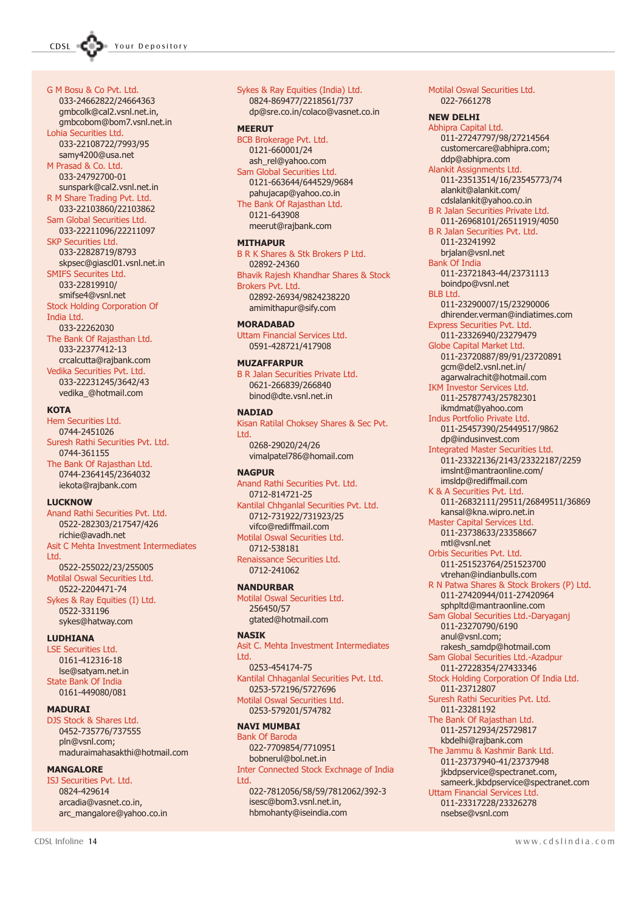G M Bosu & Co Pvt. Ltd.
033-24662822/24664363
gmbcolk@cal2.vsnl.net.in,
gmbcobom@bom7.vsnl.net.in

Lohia Securities Ltd.
033-22108722/7993/95
samy4200@usa.net

M Prasad & Co. Ltd.
033-24792700-01
sunspark@cal2.vsnl.net.in

R M Share Trading Pvt. Ltd.
033-22103860/22103862

Sam Global Securities Ltd.
033-22211096/22211097

SKP Securities Ltd.
033-22828719/8793
skpsec@giascl01.vsnl.net.in

SMIFS Securities Ltd.
033-22819910/
smifse4@vsnl.net

Stock Holding Corporation Of India Ltd.
033-22262030

The Bank Of Rajasthan Ltd.
033-22377412-13
crcalcutta@rajbank.com

Vedika Securities Pvt. Ltd.
033-22231245/3642/43
vedika_@hotmail.com

**KOTA**

Hem Securities Ltd.
0744-2451026

Suresh Rathi Securities Pvt. Ltd.
0744-361155

The Bank Of Rajasthan Ltd.
0744-2364145/2364032
iekota@rajbank.com

**LUCKNOW**

Anand Rathi Securities Pvt. Ltd.
0522-282303/217547/426
richie@avadh.net

Asit C Mehta Investment Intermediates Ltd.
0522-255022/23/255005

Motilal Oswal Securities Ltd.
0522-2204471-74

Sykes & Ray Equities (I) Ltd.
0522-331196
sykes@hatway.com

**LUDHIANA**

LSE Securities Ltd.
0161-412316-18
lse@satyam.net.in

State Bank Of India
0161-449080/081

**MADURAI**

DJS Stock & Shares Ltd.
0452-735776/737555
pln@vsnl.com;
maduraimahasakthi@hotmail.com

**MANGALORE**

ISJ Securities Pvt. Ltd.
0824-429614
arcadia@vasnet.co.in,
arc_mangalore@yahoo.co.in

Sykes & Ray Equities (India) Ltd.
0824-869477/2218561/737
dp@sre.co.in/colaco@vasnet.co.in

**MEERUT**

BCB Brokerage Pvt. Ltd.
0121-660001/24
ash_rel@yahoo.com

Sam Global Securities Ltd.
0121-663644/644529/9684
pahujacap@yahoo.co.in

The Bank Of Rajasthan Ltd.
0121-643908
meerut@rajbank.com

**MITHAPUR**

B R K Shares & Stk Brokers P Ltd.
02892-24360

Bhavik Rajesh Khandhar Shares & Stock Brokers Pvt. Ltd.
02892-26934/9824238220
amimithapur@sify.com

**MORADABAD**

Uttam Financial Services Ltd.
0591-428721/417908

**MUZAFFARPUR**

B R Jalan Securities Private Ltd.
0621-266839/266840
binod@dte.vsnl.net.in

**NADIAD**

Kisan Ratilal Choksey Shares & Sec Pvt. Ltd.
0268-29020/24/26
vimalpatel786@homail.com

**NAGPUR**

Anand Rathi Securities Pvt. Ltd.
0712-814721-25

Kantilal Chhganlal Securities Pvt. Ltd.
0712-731922/731923/25
vifco@rediffmail.com

Motilal Oswal Securities Ltd.
0712-538181

Renaissance Securities Ltd.
0712-241062

**NANDURBAR**

Motilal Oswal Securities Ltd.
256450/57
gtated@hotmail.com

**NASIK**

Asit C. Mehta Investment Intermediates Ltd.
0253-454174-75

Kantilal Chhaganlal Securities Pvt. Ltd.
0253-572196/5727696

Motilal Oswal Securities Ltd.
0253-579201/574782

**NAVI MUMBAI**

Bank Of Baroda
022-7709854/7710951
bobnerul@bol.net.in

Inter Connected Stock Exchnage of India Ltd.
022-7812056/58/59/7812062/392-3
isesc@bom3.vsnl.net.in,
hbmohanty@iseindia.com

Motilal Oswal Securities Ltd.
022-7661278

**NEW DELHI**

Abhipra Capital Ltd.
011-27247797/98/27214564
customercare@abhipra.com;
ddp@abhipra.com

Alankit Assignments Ltd.
011-23513514/16/23545773/74
alankit@alankit.com/
cdslalankit@yahoo.co.in

B R Jalan Securities Private Ltd.
011-26968101/26511919/4050

B R Jalan Securities Pvt. Ltd.
011-23241992
brjalan@vsnl.net

Bank Of India
011-23721843-44/23731113
boindpo@vsnl.net

BLB Ltd.
011-23290007/15/23290006
dhirender.verman@indiatimes.com

Express Securities Pvt. Ltd.
011-23326940/23279479

Globe Capital Market Ltd.
011-23720887/89/91/23720891
gcm@del2.vsnl.net.in/
agarwalrachit@hotmail.com

IKM Investor Services Ltd.
011-25787743/25782301
ikmdmat@yahoo.com

Indus Portfolio Private Ltd.
011-25457390/25449517/9862
dp@indusinvest.com

Integrated Master Securities Ltd.
011-23322136/2143/23322187/2259
imslnt@mantraonline.com/
imsldp@rediffmail.com

K & A Securities Pvt. Ltd.
011-26832111/29511/26849511/36869
kansal@kna.wipro.net.in

Master Capital Services Ltd.
011-23738633/23358667
mtl@vsnl.net

Orbis Securities Pvt. Ltd.
011-251523764/251523700
vtrehan@indianbulls.com

R N Patwa Shares & Stock Brokers (P) Ltd.
011-27420944/011-27420964
sphpltd@mantraonline.com

Sam Global Securities Ltd.-Daryaganj
011-23270790/6190
anul@vsnl.com;
rakesh_samdp@hotmail.com

Sam Global Securities Ltd.-Azadpur
011-27228354/27433346

Stock Holding Corporation Of India Ltd.
011-23712807

Suresh Rathi Securities Pvt. Ltd.
011-23281192

The Bank Of Rajasthan Ltd.
011-25712934/25729817
kbdelhi@rajbank.com

The Jammu & Kashmir Bank Ltd.
011-23737940-41/23737948
jkbdpservice@spectranet.com,
sameerk.jkbdpservice@spectranet.com

Uttam Financial Services Ltd.
011-23317228/23326278
nsebse@vsnl.com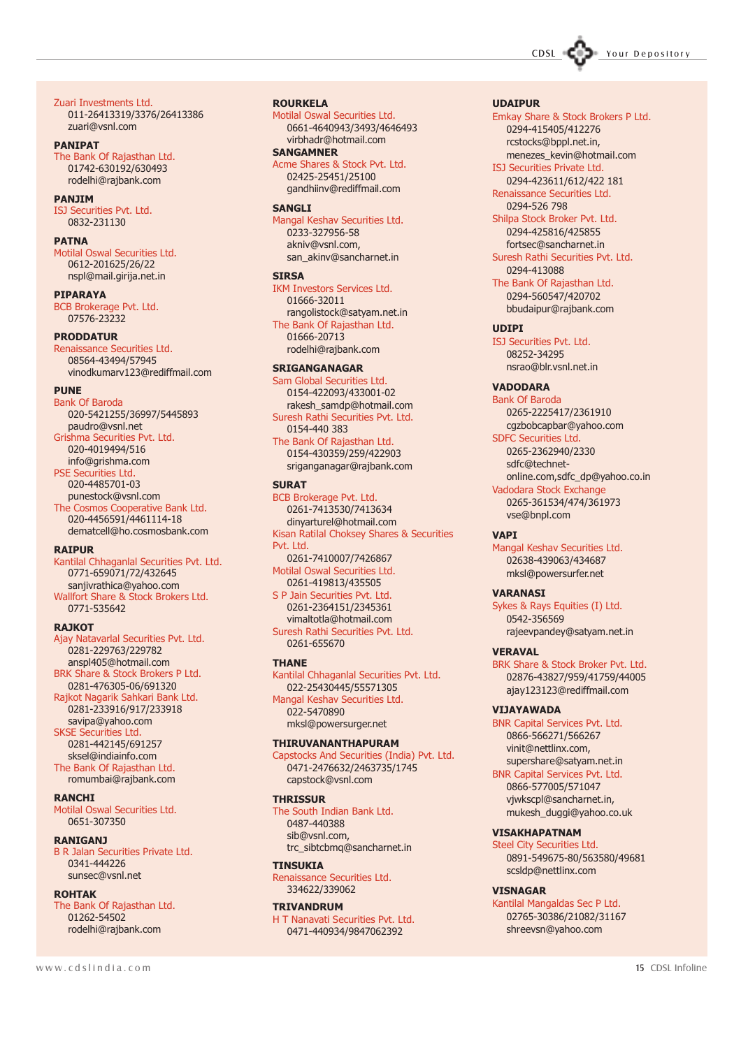Zuari Investments Ltd.
011-26413319/3376/26413386
zuari@vsnl.com

### PANIPAT

The Bank Of Rajasthan Ltd.
01742-630192/630493
rodelhi@rajbank.com

### PANJIM

ISJ Securities Pvt. Ltd.
0832-231130

### PATNA

Motilal Oswal Securities Ltd.
0612-201625/26/22
nspl@mail.girija.net.in

### PIPARAYA

BCB Brokerage Pvt. Ltd.
07576-23232

### PRODDATUR

Renaissance Securities Ltd.
08564-43494/57945
vinodkumarv123@rediffmail.com

### PUNE

Bank Of Baroda
020-5421255/36997/5445893
paudro@vsnl.net

Grishma Securities Pvt. Ltd.
020-4019494/516
info@grishma.com

PSE Securities Ltd.
020-4485701-03
punestock@vsnl.com

The Cosmos Cooperative Bank Ltd.
020-4456591/4461114-18
dematcell@ho.cosmosbank.com

### RAIPUR

Kantilal Chhaganlal Securities Pvt. Ltd.
0771-659071/72/432645
sanjivrathica@yahoo.com

Wallfort Share & Stock Brokers Ltd.
0771-535642

### RAJKOT

Ajay Natavarlal Securities Pvt. Ltd.
0281-229763/229782
anspl405@hotmail.com

BRK Share & Stock Brokers P Ltd.
0281-476305-06/691320

Rajkot Nagarik Sahkari Bank Ltd.
0281-233916/917/233918
savipa@yahoo.com

SKSE Securities Ltd.
0281-442145/691257
sksel@indiainfo.com

The Bank Of Rajasthan Ltd.
romumbai@rajbank.com

### RANCHI

Motilal Oswal Securities Ltd.
0651-307350

### RANIGANJ

B R Jalan Securities Private Ltd.
0341-444226
sunsec@vsnl.net

### ROHTAK

The Bank Of Rajasthan Ltd.
01262-54502
rodelhi@rajbank.com

### ROURKELA

Motilal Oswal Securities Ltd.
0661-4640943/3493/4646493
virbhadr@hotmail.com

### SANGAMNER

Acme Shares & Stock Pvt. Ltd.
02425-25451/25100
gandhiinv@rediffmail.com

### SANGLI

Mangal Keshav Securities Ltd.
0233-327956-58
akniv@vsnl.com,
san_akinv@sancharnet.in

### SIRSA

IKM Investors Services Ltd.
01666-32011
rangolistock@satyam.net.in

The Bank Of Rajasthan Ltd.
01666-20713
rodelhi@rajbank.com

### SRIGANGANAGAR

Sam Global Securities Ltd.
0154-422093/433001-02
rakesh_samdp@hotmail.com

Suresh Rathi Securities Pvt. Ltd.
0154-440 383

The Bank Of Rajasthan Ltd.
0154-430359/259/422903
sriganganagar@rajbank.com

### SURAT

BCB Brokerage Pvt. Ltd.
0261-7413530/7413634
dinyarturel@hotmail.com

Kisan Ratilal Choksey Shares & Securities Pvt. Ltd.
0261-7410007/7426867

Motilal Oswal Securities Ltd.
0261-419813/435505

S P Jain Securities Pvt. Ltd.
0261-2364151/2345361
vimaltotla@hotmail.com

Suresh Rathi Securities Pvt. Ltd.
0261-655670

### THANE

Kantilal Chhaganlal Securities Pvt. Ltd.
022-25430445/55571305

Mangal Keshav Securities Ltd.
022-5470890
mksl@powersurger.net

### THIRUVANANTHAPURAM

Capstocks And Securities (India) Pvt. Ltd.
0471-2476632/2463735/1745
capstock@vsnl.com

### THRISSUR

The South Indian Bank Ltd.
0487-440388
sib@vsnl.com,
trc_sibtcbmq@sancharnet.in

### TINSUKIA

Renaissance Securities Ltd.
334622/339062

### TRIVANDRUM

H T Nanavati Securities Pvt. Ltd.
0471-440934/9847062392

### UDAIPUR

Emkay Share & Stock Brokers P Ltd.
0294-415405/412276
rcstocks@bppl.net.in,
menezes_kevin@hotmail.com

ISJ Securities Private Ltd.
0294-423611/612/422 181

Renaissance Securities Ltd.
0294-526 798

Shilpa Stock Broker Pvt. Ltd.
0294-425816/425855
fortsec@sancharnet.in

Suresh Rathi Securities Pvt. Ltd.
0294-413088

The Bank Of Rajasthan Ltd.
0294-560547/420702
bbudaipur@rajbank.com

### UDIPI

ISJ Securities Pvt. Ltd.
08252-34295
nsrao@blr.vsnl.net.in

### VADODARA

Bank Of Baroda
0265-2225417/2361910
cgzbobcapbar@yahoo.com

SDFC Securities Ltd.
0265-2362940/2330
sdfc@technet-online.com,sdfc_dp@yahoo.co.in

Vadodara Stock Exchange
0265-361534/474/361973
vse@bnpl.com

### VAPI

Mangal Keshav Securities Ltd.
02638-439063/434687
mksl@powersurfer.net

### VARANASI

Sykes & Rays Equities (I) Ltd.
0542-356569
rajeevpandey@satyam.net.in

### VERAVAL

BRK Share & Stock Broker Pvt. Ltd.
02876-43827/959/41759/44005
ajay123123@rediffmail.com

### VIJAYAWADA

BNR Capital Services Pvt. Ltd.
0866-566271/566267
vinit@nettlinx.com,
supershare@satyam.net.in

BNR Capital Services Pvt. Ltd.
0866-577005/571047
vjwkscpl@sancharnet.in,
mukesh_duggi@yahoo.co.uk

### VISAKHAPATNAM

Steel City Securities Ltd.
0891-549675-80/563580/49681
scsldp@nettlinx.com

### VISNAGAR

Kantilal Mangaldas Sec P Ltd.
02765-30386/21082/31167
shreevsn@yahoo.com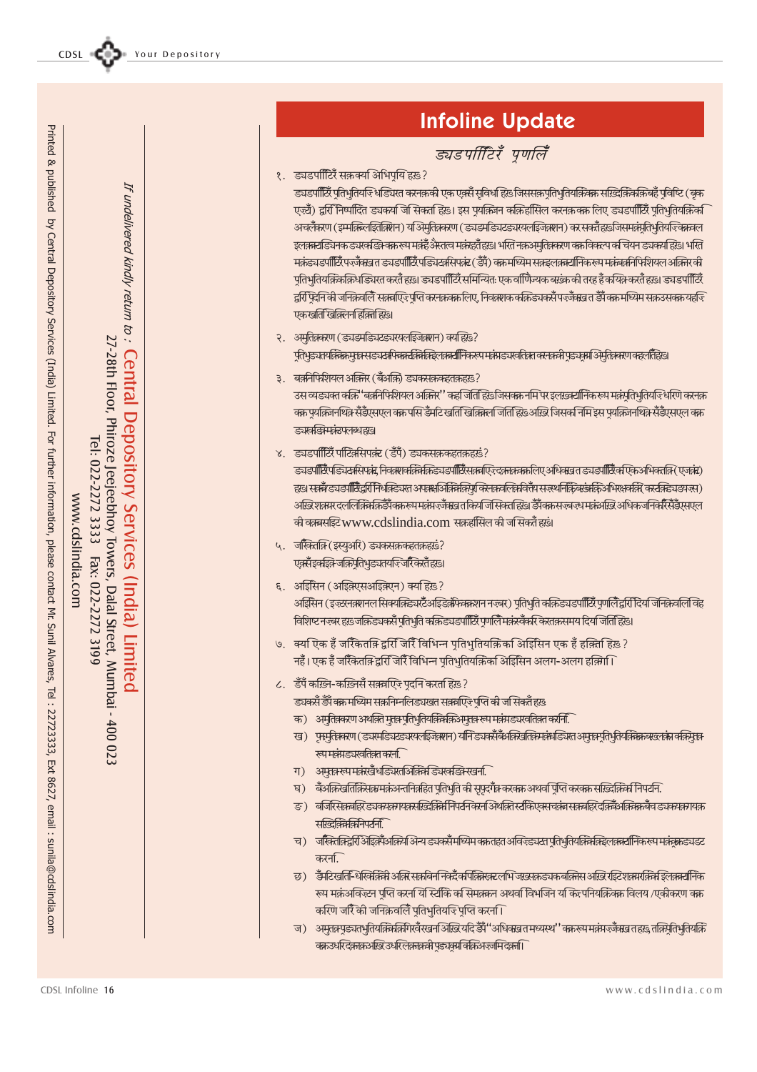# Infoline Update

## डिपॉजिटरी प्रणाली

१. डिपॉजिटरी सेवा क्या अभिप्राय है?

डिपॉजिटरी प्रतिभूतियाँ धारित करने की एक ऐसी सुविधा है जिससे प्रतिभूतियों के सौदों की प्रविष्टि (बुक एंट्री) द्वारा निष्पादित किया जा सकता है। इस प्रयोजन के लिए, डिपॉजिटरी प्रतिभूतियों का अचलीकरण (इम्मोबिलाइजेशन) या अमूर्तीकरण (डिमटीरियलाइजेशन) कर सकती है जिसमें प्रतिभूतियाँ केवल इलेक्ट्रॉनिक रूप में ही अस्तित्व में रहती हैं। भारत में अमूर्तीकरण का विकल्प चयन किया गया है। भारत में डिपॉजिटरी प्रतिभागी (डीपी) के माध्यम से इलेक्ट्रॉनिक रूप में बेनिफिशियल ओनर की प्रतिभूतियों को धारित करती है। डिपॉजिटरी सामान्यतः एक वाणिज्यिक बैंक की तरह ही कार्य करती है। डिपॉजिटरी द्वारा प्रदान की जाने वाली सेवाएं प्राप्त करने के लिए, निवेशक को डिपॉजिटरी प्रतिभागी के माध्यम से उसके यहां एक खाता खोलना होता है।

२. अमूर्तीकरण (डिमटीरियलाइजेशन) क्या है?

प्रतिभूतियों के मूर्त प्रमाणपत्रों को इलेक्ट्रॉनिक रूप में परिवर्तित करने की प्रक्रिया अमूर्तीकरण कहलाती है।

३. बेनिफिशियल ओनर (बीओ) किसे कहते हैं?

उस व्यक्ति को "बेनिफिशियल ओनर" कहा जाता है जिसके नाम पर इलेक्ट्रॉनिक रूप में प्रतिभूतियाँ धारण करने के प्रयोजनार्थ सीडीएसएल के पास डीमैट खाता खोला जाता है और जिसके नाम इस प्रयोजनार्थ सीडीएसएल के डेटाबेस में उपलब्ध हैं।

४. डिपॉजिटरी प्रतिभागी (डीपी) किसे कहते हैं?

डिपॉजिटरी प्रतिभागी, निवेशक और डिपॉजिटरी के बीच सेवाएं प्रदान करने के लिए अधिकृत डिपॉजिटरी का एक अभिकर्ता (एजेंट) है। सेबी द्वारा निर्धारित अपेक्षाओं को पूरा करने वाले वित्तीय संस्थान, बैंक, अभिरक्षक (कस्टोडियन), स्टॉक ब्रोकर आदि डीपी के रूप में पंजीकृत किए जा सकते हैं। डीपी की सूची और अधिक जानकारी सीडीएसएल की वेबसाइट www.cdslindia.com से हासिल की जा सकती है।

५. जारीकर्ता (इश्युअर) किसे कहते हैं?

ऐसे कंपनी जो प्रतिभूतियाँ जारी करते हैं।

६. आईसिन (आईएसआईएन) क्या है?

आईसिन (इंटरनेशनल सिक्युरिटीज आइडेंटिफिकेशन नम्बर) प्रतिभूति को डिपॉजिटरी प्रणाली द्वारा दिया जाने वाला वह विशिष्ट नम्बर है जो किसी प्रतिभूति को डिपॉजिटरी प्रणाली में स्वीकार करते समय दिया जाता है।

७. क्या एक ही जारीकर्ता द्वारा जारी विभिन्न प्रतिभूतियों का आईसिन एक ही होता है?

नहीं। एक ही जारीकर्ता द्वारा जारी विभिन्न प्रतिभूतियों का आईसिन अलग-अलग होगा।

८. डीपी किस-किस सेवाएं प्रदान करता है?

निवेशक डीपी के माध्यम से निम्नलिखित सेवाएं प्राप्त की जा सकती हैं:

क) अमूर्तीकरण अर्थात मूर्त प्रतिभूतियों को अमूर्त रूप में परिवर्तित करना।

ख) पुनर्मूर्तीकरण (रिमटीरियलाइजेशन) यानि डिमैट खाते में धारित अमूर्त प्रतिभूतियों को वापस मूर्त रूप में परिवर्तित करना।

ग) अमूर्त रूप में धारित प्रतिभूतियों का रिकार्ड रखना।

घ) बीओ के खाते में अंतर्निहित प्रतिभूति की सुपुर्दगी करके अथवा प्राप्ति करके सौदों का निपटान।

ङ) बाजार के बाहर किए गए सौदों का निपटान करना अर्थात स्टॉक एक्सचेंज के बाहर किए गए सौदे का निपटान।

च) जारीकर्ता द्वारा आईपीओ आदि के माध्यम से आबंटित प्रतिभूतियों को इलेक्ट्रॉनिक रूप में प्राप्त करना।

छ) डीमैट खाताधारकों को बोनस, राइट्स आदि जैसे कॉर्पोरेट लाभ इलेक्ट्रॉनिक रूप में प्राप्त करना या स्टॉक का समेकन अथवा विभाजन या कंपनियों के विलय/एकीकरण के कारण जारी की जाने वाली प्रतिभूतियाँ प्राप्त करना।

ज) अमूर्त प्रतिभूतियों को गिरवी रखना और यदि डीपी "अधिकृत मध्यस्थ" के रूप में पंजीकृत है, तो प्रतिभूतियों का उधार देना और उधार लेने की प्रक्रिया की व्यवस्था करना।

*If undelivered kindly return to :* Central Depository Services (India) Limited
27-28th Floor, Phiroze Jeejeebhoy Towers, Dalal Street, Mumbai - 400 023
Tel: 022-2272 3333 Fax: 022-2272 3199
www.cdslindia.com

Printed & published by Central Depository Services (India) Limited. For further information, please contact Mr. Sunil Alvares, Tel : 22723333, Ext 8627, email : sunila@cdslindia.com